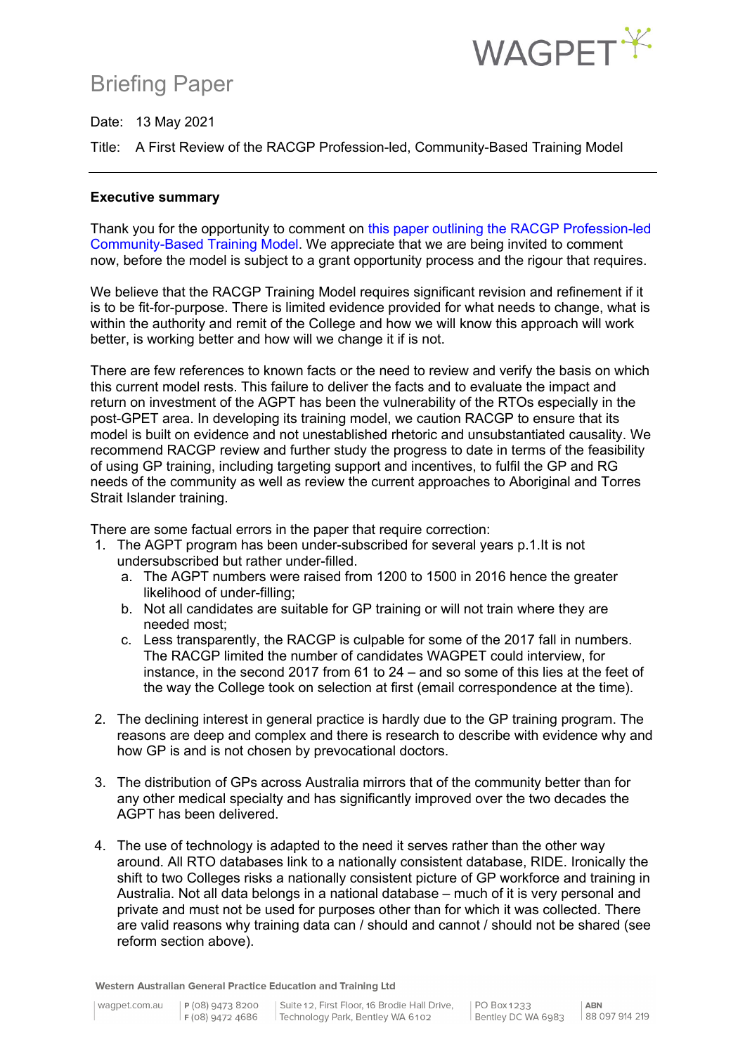# Briefing Paper

Date: 13 May 2021

Title: A First Review of the RACGP Profession-led, Community-Based Training Model

---

**Executive summary**

Thank you for the opportunity to comment on this paper outlining the RACGP Profession-led Community-Based Training Model. We appreciate that we are being invited to comment now, before the model is subject to a grant opportunity process and the rigour that requires.

We believe that the RACGP Training Model requires significant revision and refinement if it is to be fit-for-purpose. There is limited evidence provided for what needs to change, what is within the authority and remit of the College and how we will know this approach will work better, is working better and how will we change it if is not.

There are few references to known facts or the need to review and verify the basis on which this current model rests. This failure to deliver the facts and to evaluate the impact and return on investment of the AGPT has been the vulnerability of the RTOs especially in the post-GPET area. In developing its training model, we caution RACGP to ensure that its model is built on evidence and not unestablished rhetoric and unsubstantiated causality. We recommend RACGP review and further study the progress to date in terms of the feasibility of using GP training, including targeting support and incentives, to fulfil the GP and RG needs of the community as well as review the current approaches to Aboriginal and Torres Strait Islander training.

There are some factual errors in the paper that require correction:

1. The AGPT program has been under-subscribed for several years p.1.It is not undersubscribed but rather under-filled.
   a. The AGPT numbers were raised from 1200 to 1500 in 2016 hence the greater likelihood of under-filling;
   b. Not all candidates are suitable for GP training or will not train where they are needed most;
   c. Less transparently, the RACGP is culpable for some of the 2017 fall in numbers. The RACGP limited the number of candidates WAGPET could interview, for instance, in the second 2017 from 61 to 24 – and so some of this lies at the feet of the way the College took on selection at first (email correspondence at the time).

2. The declining interest in general practice is hardly due to the GP training program. The reasons are deep and complex and there is research to describe with evidence why and how GP is and is not chosen by prevocational doctors.

3. The distribution of GPs across Australia mirrors that of the community better than for any other medical specialty and has significantly improved over the two decades the AGPT has been delivered.

4. The use of technology is adapted to the need it serves rather than the other way around. All RTO databases link to a nationally consistent database, RIDE. Ironically the shift to two Colleges risks a nationally consistent picture of GP workforce and training in Australia. Not all data belongs in a national database – much of it is very personal and private and must not be used for purposes other than for which it was collected. There are valid reasons why training data can / should and cannot / should not be shared (see reform section above).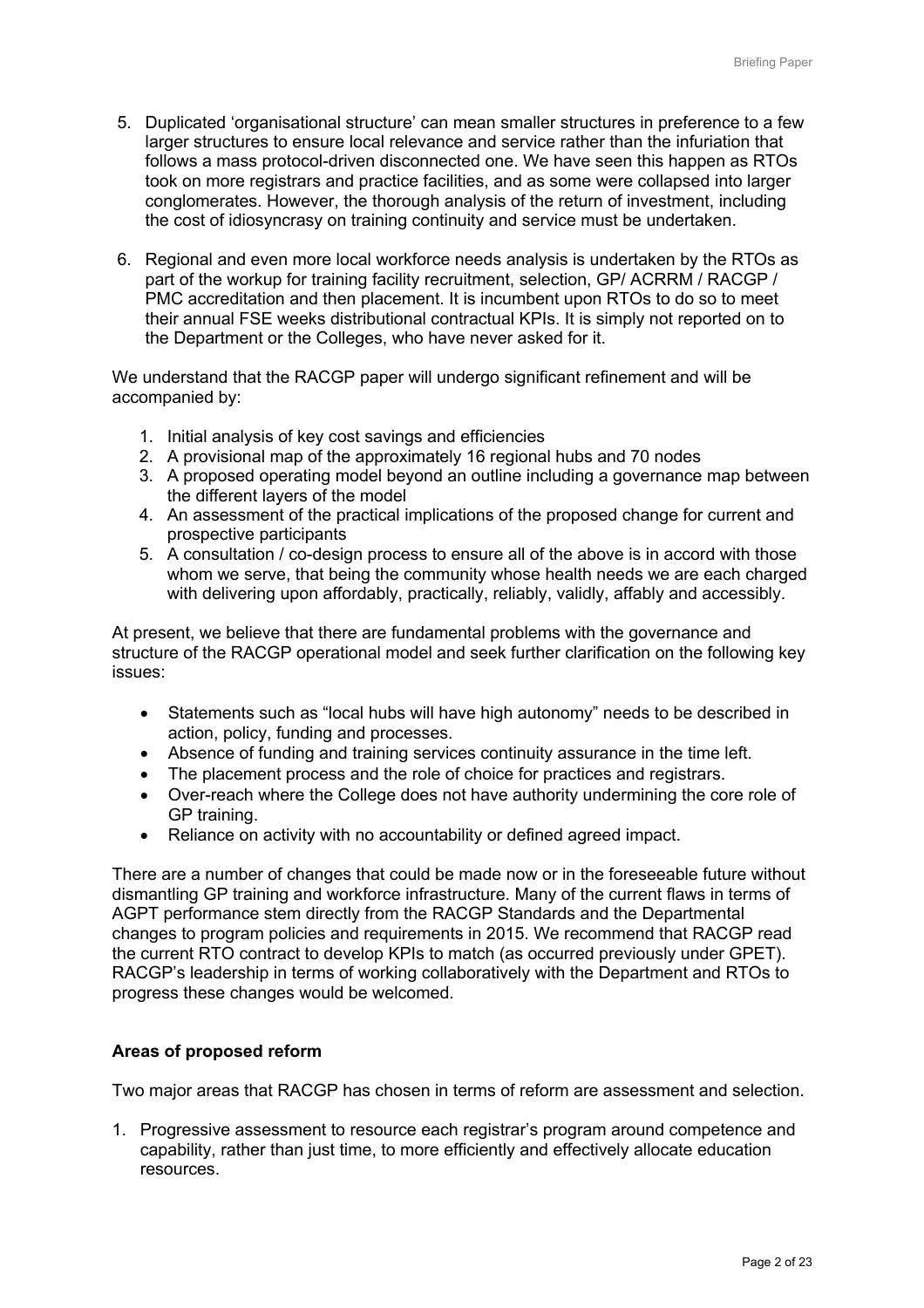5. Duplicated 'organisational structure' can mean smaller structures in preference to a few larger structures to ensure local relevance and service rather than the infuriation that follows a mass protocol-driven disconnected one. We have seen this happen as RTOs took on more registrars and practice facilities, and as some were collapsed into larger conglomerates. However, the thorough analysis of the return of investment, including the cost of idiosyncrasy on training continuity and service must be undertaken.

6. Regional and even more local workforce needs analysis is undertaken by the RTOs as part of the workup for training facility recruitment, selection, GP/ ACRRM / RACGP / PMC accreditation and then placement. It is incumbent upon RTOs to do so to meet their annual FSE weeks distributional contractual KPIs. It is simply not reported on to the Department or the Colleges, who have never asked for it.

We understand that the RACGP paper will undergo significant refinement and will be accompanied by:

1. Initial analysis of key cost savings and efficiencies
2. A provisional map of the approximately 16 regional hubs and 70 nodes
3. A proposed operating model beyond an outline including a governance map between the different layers of the model
4. An assessment of the practical implications of the proposed change for current and prospective participants
5. A consultation / co-design process to ensure all of the above is in accord with those whom we serve, that being the community whose health needs we are each charged with delivering upon affordably, practically, reliably, validly, affably and accessibly.

At present, we believe that there are fundamental problems with the governance and structure of the RACGP operational model and seek further clarification on the following key issues:

- Statements such as "local hubs will have high autonomy" needs to be described in action, policy, funding and processes.
- Absence of funding and training services continuity assurance in the time left.
- The placement process and the role of choice for practices and registrars.
- Over-reach where the College does not have authority undermining the core role of GP training.
- Reliance on activity with no accountability or defined agreed impact.

There are a number of changes that could be made now or in the foreseeable future without dismantling GP training and workforce infrastructure. Many of the current flaws in terms of AGPT performance stem directly from the RACGP Standards and the Departmental changes to program policies and requirements in 2015. We recommend that RACGP read the current RTO contract to develop KPIs to match (as occurred previously under GPET). RACGP's leadership in terms of working collaboratively with the Department and RTOs to progress these changes would be welcomed.

**Areas of proposed reform**

Two major areas that RACGP has chosen in terms of reform are assessment and selection.

1. Progressive assessment to resource each registrar's program around competence and capability, rather than just time, to more efficiently and effectively allocate education resources.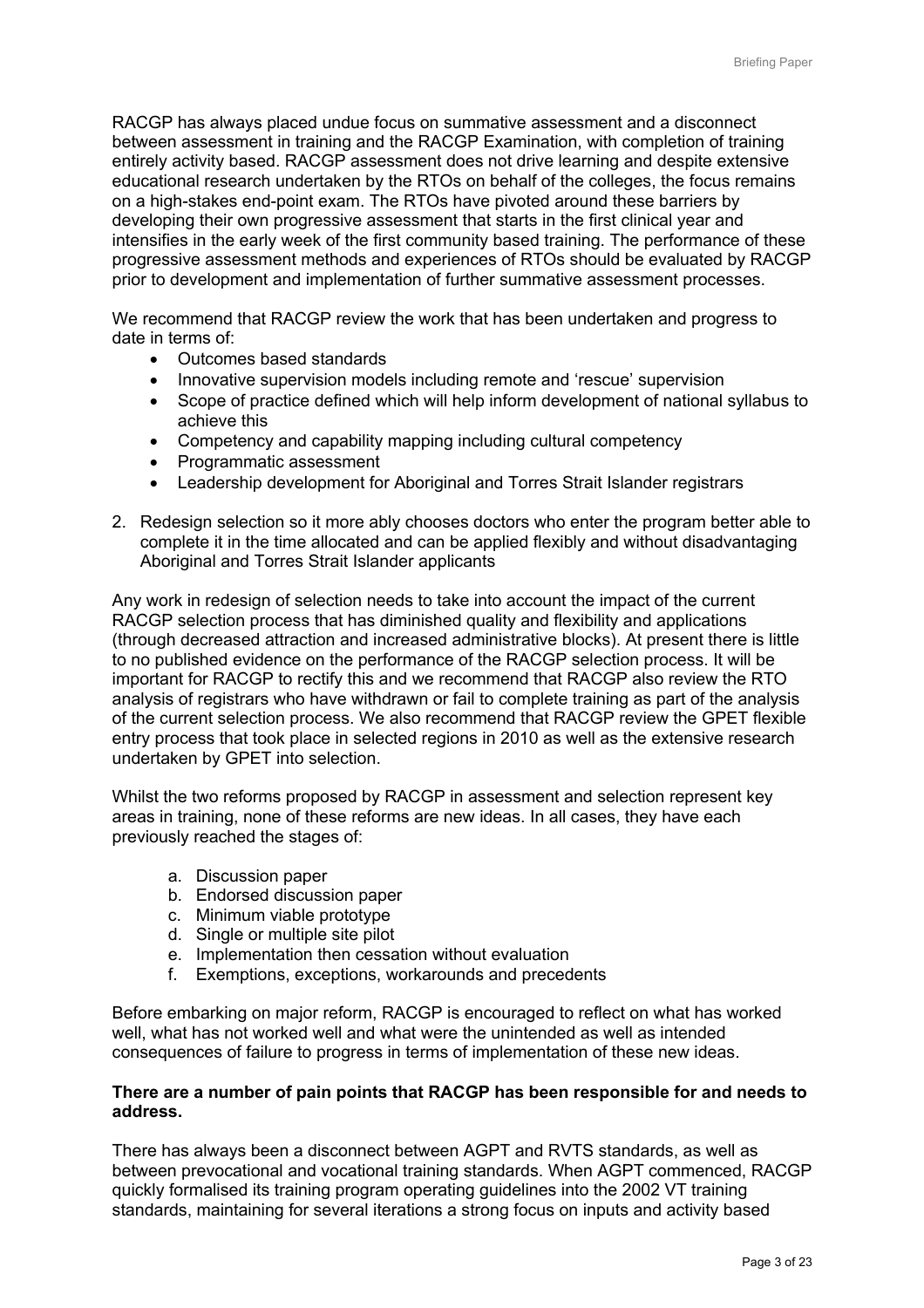RACGP has always placed undue focus on summative assessment and a disconnect between assessment in training and the RACGP Examination, with completion of training entirely activity based. RACGP assessment does not drive learning and despite extensive educational research undertaken by the RTOs on behalf of the colleges, the focus remains on a high-stakes end-point exam. The RTOs have pivoted around these barriers by developing their own progressive assessment that starts in the first clinical year and intensifies in the early week of the first community based training. The performance of these progressive assessment methods and experiences of RTOs should be evaluated by RACGP prior to development and implementation of further summative assessment processes.

We recommend that RACGP review the work that has been undertaken and progress to date in terms of:

- Outcomes based standards
- Innovative supervision models including remote and 'rescue' supervision
- Scope of practice defined which will help inform development of national syllabus to achieve this
- Competency and capability mapping including cultural competency
- Programmatic assessment
- Leadership development for Aboriginal and Torres Strait Islander registrars

2. Redesign selection so it more ably chooses doctors who enter the program better able to complete it in the time allocated and can be applied flexibly and without disadvantaging Aboriginal and Torres Strait Islander applicants

Any work in redesign of selection needs to take into account the impact of the current RACGP selection process that has diminished quality and flexibility and applications (through decreased attraction and increased administrative blocks). At present there is little to no published evidence on the performance of the RACGP selection process. It will be important for RACGP to rectify this and we recommend that RACGP also review the RTO analysis of registrars who have withdrawn or fail to complete training as part of the analysis of the current selection process. We also recommend that RACGP review the GPET flexible entry process that took place in selected regions in 2010 as well as the extensive research undertaken by GPET into selection.

Whilst the two reforms proposed by RACGP in assessment and selection represent key areas in training, none of these reforms are new ideas. In all cases, they have each previously reached the stages of:

a. Discussion paper
b. Endorsed discussion paper
c. Minimum viable prototype
d. Single or multiple site pilot
e. Implementation then cessation without evaluation
f. Exemptions, exceptions, workarounds and precedents

Before embarking on major reform, RACGP is encouraged to reflect on what has worked well, what has not worked well and what were the unintended as well as intended consequences of failure to progress in terms of implementation of these new ideas.

**There are a number of pain points that RACGP has been responsible for and needs to address.**

There has always been a disconnect between AGPT and RVTS standards, as well as between prevocational and vocational training standards. When AGPT commenced, RACGP quickly formalised its training program operating guidelines into the 2002 VT training standards, maintaining for several iterations a strong focus on inputs and activity based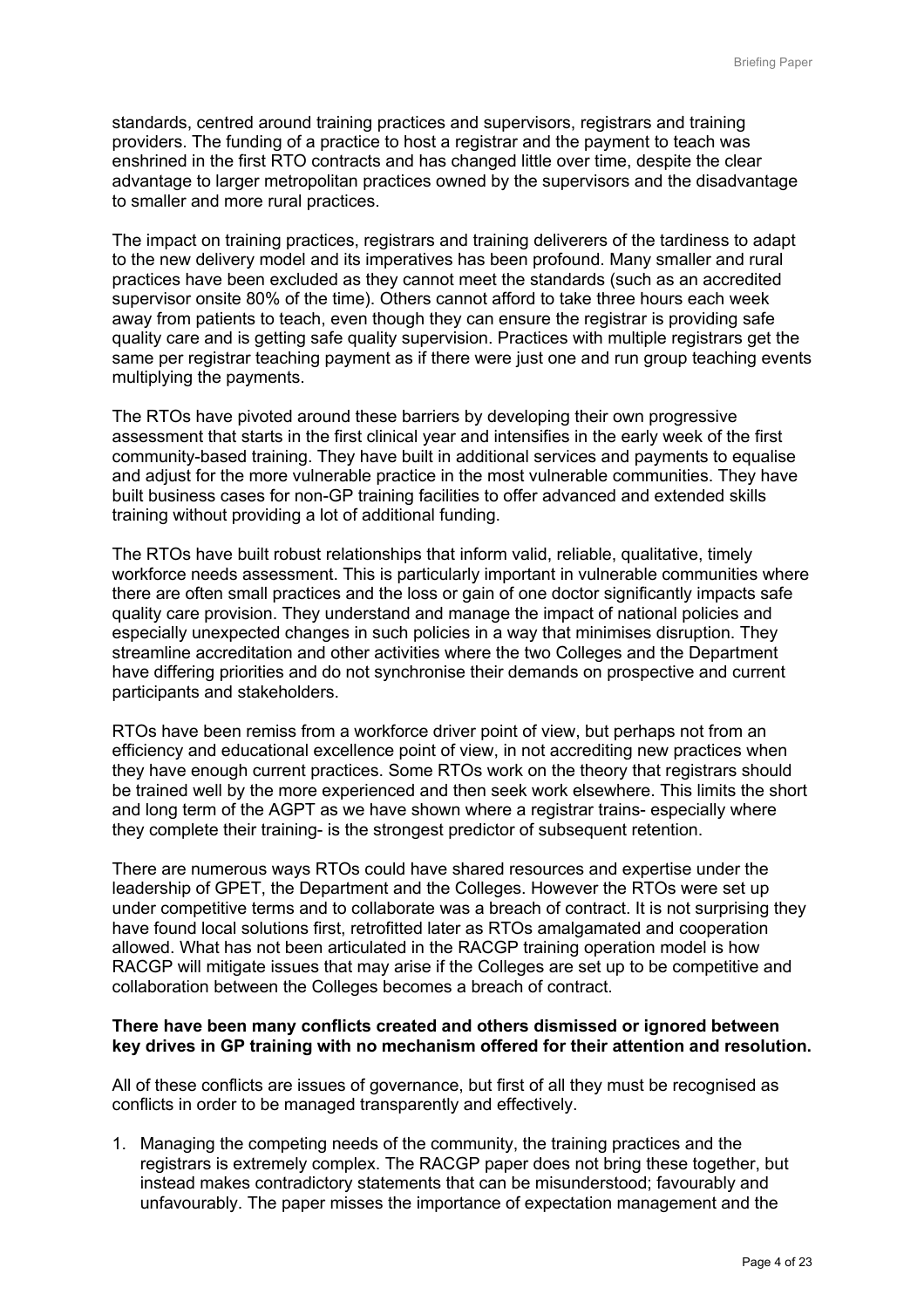standards, centred around training practices and supervisors, registrars and training providers. The funding of a practice to host a registrar and the payment to teach was enshrined in the first RTO contracts and has changed little over time, despite the clear advantage to larger metropolitan practices owned by the supervisors and the disadvantage to smaller and more rural practices.

The impact on training practices, registrars and training deliverers of the tardiness to adapt to the new delivery model and its imperatives has been profound. Many smaller and rural practices have been excluded as they cannot meet the standards (such as an accredited supervisor onsite 80% of the time). Others cannot afford to take three hours each week away from patients to teach, even though they can ensure the registrar is providing safe quality care and is getting safe quality supervision. Practices with multiple registrars get the same per registrar teaching payment as if there were just one and run group teaching events multiplying the payments.

The RTOs have pivoted around these barriers by developing their own progressive assessment that starts in the first clinical year and intensifies in the early week of the first community-based training. They have built in additional services and payments to equalise and adjust for the more vulnerable practice in the most vulnerable communities. They have built business cases for non-GP training facilities to offer advanced and extended skills training without providing a lot of additional funding.

The RTOs have built robust relationships that inform valid, reliable, qualitative, timely workforce needs assessment. This is particularly important in vulnerable communities where there are often small practices and the loss or gain of one doctor significantly impacts safe quality care provision. They understand and manage the impact of national policies and especially unexpected changes in such policies in a way that minimises disruption. They streamline accreditation and other activities where the two Colleges and the Department have differing priorities and do not synchronise their demands on prospective and current participants and stakeholders.

RTOs have been remiss from a workforce driver point of view, but perhaps not from an efficiency and educational excellence point of view, in not accrediting new practices when they have enough current practices. Some RTOs work on the theory that registrars should be trained well by the more experienced and then seek work elsewhere. This limits the short and long term of the AGPT as we have shown where a registrar trains- especially where they complete their training- is the strongest predictor of subsequent retention.

There are numerous ways RTOs could have shared resources and expertise under the leadership of GPET, the Department and the Colleges. However the RTOs were set up under competitive terms and to collaborate was a breach of contract. It is not surprising they have found local solutions first, retrofitted later as RTOs amalgamated and cooperation allowed. What has not been articulated in the RACGP training operation model is how RACGP will mitigate issues that may arise if the Colleges are set up to be competitive and collaboration between the Colleges becomes a breach of contract.

**There have been many conflicts created and others dismissed or ignored between key drives in GP training with no mechanism offered for their attention and resolution.**

All of these conflicts are issues of governance, but first of all they must be recognised as conflicts in order to be managed transparently and effectively.

1. Managing the competing needs of the community, the training practices and the registrars is extremely complex. The RACGP paper does not bring these together, but instead makes contradictory statements that can be misunderstood; favourably and unfavourably. The paper misses the importance of expectation management and the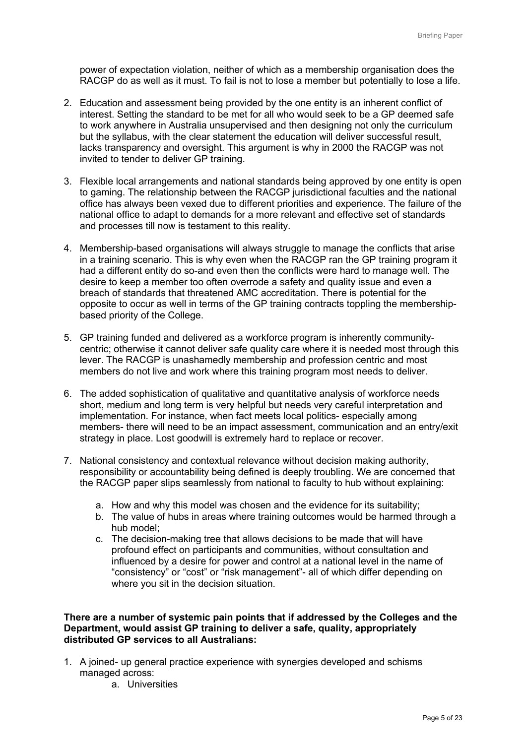power of expectation violation, neither of which as a membership organisation does the RACGP do as well as it must. To fail is not to lose a member but potentially to lose a life.

2. Education and assessment being provided by the one entity is an inherent conflict of interest. Setting the standard to be met for all who would seek to be a GP deemed safe to work anywhere in Australia unsupervised and then designing not only the curriculum but the syllabus, with the clear statement the education will deliver successful result, lacks transparency and oversight. This argument is why in 2000 the RACGP was not invited to tender to deliver GP training.

3. Flexible local arrangements and national standards being approved by one entity is open to gaming. The relationship between the RACGP jurisdictional faculties and the national office has always been vexed due to different priorities and experience. The failure of the national office to adapt to demands for a more relevant and effective set of standards and processes till now is testament to this reality.

4. Membership-based organisations will always struggle to manage the conflicts that arise in a training scenario. This is why even when the RACGP ran the GP training program it had a different entity do so-and even then the conflicts were hard to manage well. The desire to keep a member too often overrode a safety and quality issue and even a breach of standards that threatened AMC accreditation. There is potential for the opposite to occur as well in terms of the GP training contracts toppling the membership-based priority of the College.

5. GP training funded and delivered as a workforce program is inherently community-centric; otherwise it cannot deliver safe quality care where it is needed most through this lever. The RACGP is unashamedly membership and profession centric and most members do not live and work where this training program most needs to deliver.

6. The added sophistication of qualitative and quantitative analysis of workforce needs short, medium and long term is very helpful but needs very careful interpretation and implementation. For instance, when fact meets local politics- especially among members- there will need to be an impact assessment, communication and an entry/exit strategy in place. Lost goodwill is extremely hard to replace or recover.

7. National consistency and contextual relevance without decision making authority, responsibility or accountability being defined is deeply troubling. We are concerned that the RACGP paper slips seamlessly from national to faculty to hub without explaining:
    a. How and why this model was chosen and the evidence for its suitability;
    b. The value of hubs in areas where training outcomes would be harmed through a hub model;
    c. The decision-making tree that allows decisions to be made that will have profound effect on participants and communities, without consultation and influenced by a desire for power and control at a national level in the name of "consistency" or "cost" or "risk management"- all of which differ depending on where you sit in the decision situation.

**There are a number of systemic pain points that if addressed by the Colleges and the Department, would assist GP training to deliver a safe, quality, appropriately distributed GP services to all Australians:**

1. A joined- up general practice experience with synergies developed and schisms managed across:
    a. Universities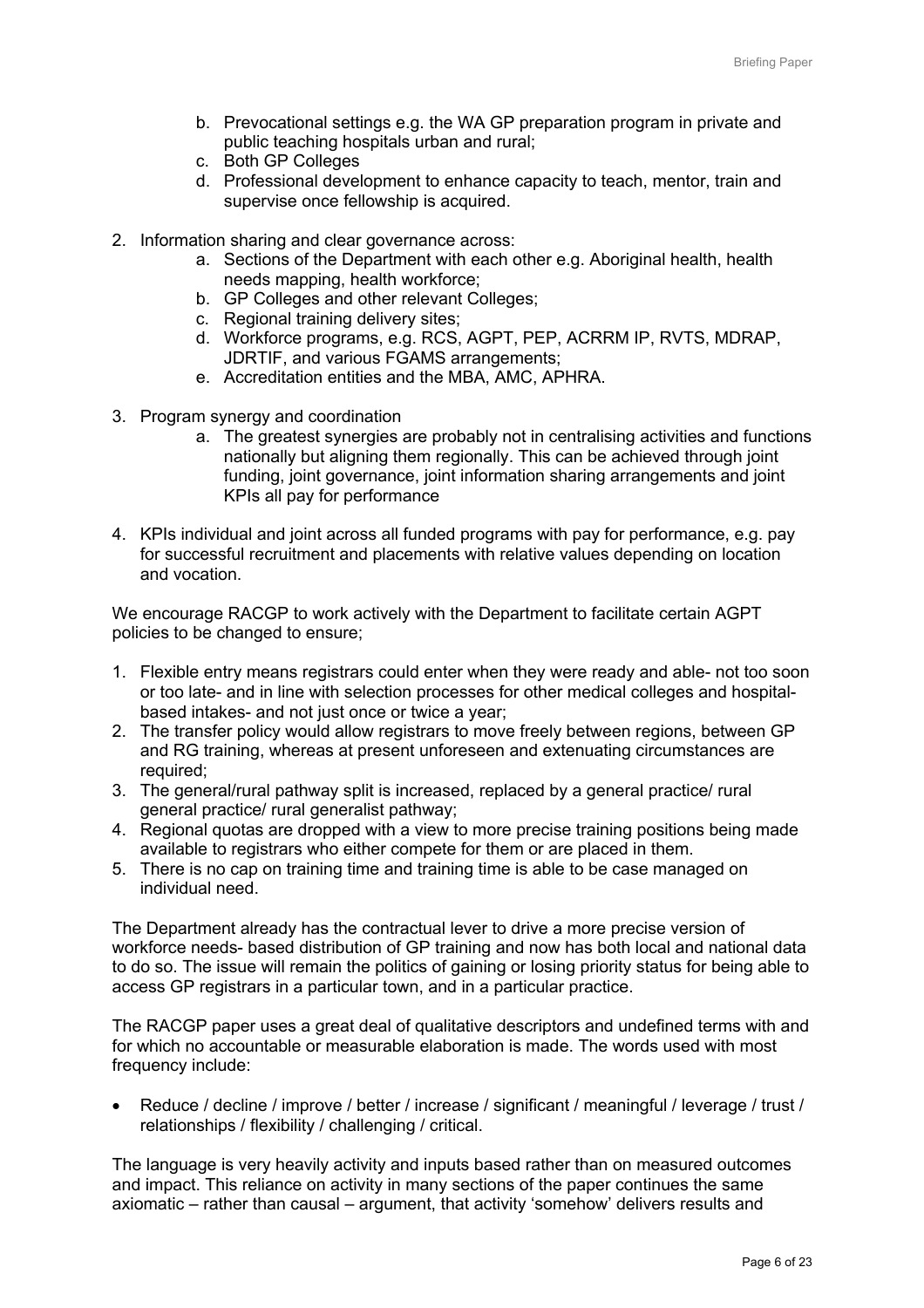b. Prevocational settings e.g. the WA GP preparation program in private and public teaching hospitals urban and rural;
   c. Both GP Colleges
   d. Professional development to enhance capacity to teach, mentor, train and supervise once fellowship is acquired.

2. Information sharing and clear governance across:
   a. Sections of the Department with each other e.g. Aboriginal health, health needs mapping, health workforce;
   b. GP Colleges and other relevant Colleges;
   c. Regional training delivery sites;
   d. Workforce programs, e.g. RCS, AGPT, PEP, ACRRM IP, RVTS, MDRAP, JDRTIF, and various FGAMS arrangements;
   e. Accreditation entities and the MBA, AMC, APHRA.

3. Program synergy and coordination
   a. The greatest synergies are probably not in centralising activities and functions nationally but aligning them regionally. This can be achieved through joint funding, joint governance, joint information sharing arrangements and joint KPIs all pay for performance

4. KPIs individual and joint across all funded programs with pay for performance, e.g. pay for successful recruitment and placements with relative values depending on location and vocation.

We encourage RACGP to work actively with the Department to facilitate certain AGPT policies to be changed to ensure;

1. Flexible entry means registrars could enter when they were ready and able- not too soon or too late- and in line with selection processes for other medical colleges and hospital-based intakes- and not just once or twice a year;
2. The transfer policy would allow registrars to move freely between regions, between GP and RG training, whereas at present unforeseen and extenuating circumstances are required;
3. The general/rural pathway split is increased, replaced by a general practice/ rural general practice/ rural generalist pathway;
4. Regional quotas are dropped with a view to more precise training positions being made available to registrars who either compete for them or are placed in them.
5. There is no cap on training time and training time is able to be case managed on individual need.

The Department already has the contractual lever to drive a more precise version of workforce needs- based distribution of GP training and now has both local and national data to do so. The issue will remain the politics of gaining or losing priority status for being able to access GP registrars in a particular town, and in a particular practice.

The RACGP paper uses a great deal of qualitative descriptors and undefined terms with and for which no accountable or measurable elaboration is made. The words used with most frequency include:

- Reduce / decline / improve / better / increase / significant / meaningful / leverage / trust / relationships / flexibility / challenging / critical.

The language is very heavily activity and inputs based rather than on measured outcomes and impact. This reliance on activity in many sections of the paper continues the same axiomatic – rather than causal – argument, that activity 'somehow' delivers results and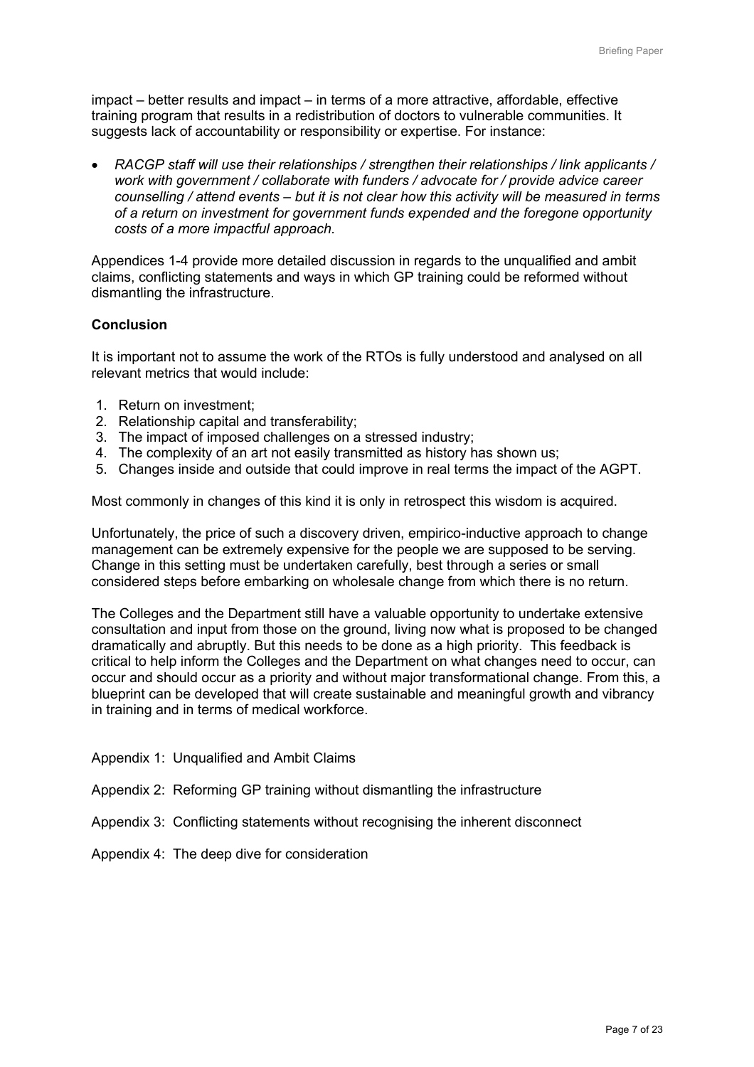impact – better results and impact – in terms of a more attractive, affordable, effective training program that results in a redistribution of doctors to vulnerable communities. It suggests lack of accountability or responsibility or expertise. For instance:

- *RACGP staff will use their relationships / strengthen their relationships / link applicants / work with government / collaborate with funders / advocate for / provide advice career counselling / attend events – but it is not clear how this activity will be measured in terms of a return on investment for government funds expended and the foregone opportunity costs of a more impactful approach.*

Appendices 1-4 provide more detailed discussion in regards to the unqualified and ambit claims, conflicting statements and ways in which GP training could be reformed without dismantling the infrastructure.

**Conclusion**

It is important not to assume the work of the RTOs is fully understood and analysed on all relevant metrics that would include:

1. Return on investment;
2. Relationship capital and transferability;
3. The impact of imposed challenges on a stressed industry;
4. The complexity of an art not easily transmitted as history has shown us;
5. Changes inside and outside that could improve in real terms the impact of the AGPT.

Most commonly in changes of this kind it is only in retrospect this wisdom is acquired.

Unfortunately, the price of such a discovery driven, empirico-inductive approach to change management can be extremely expensive for the people we are supposed to be serving. Change in this setting must be undertaken carefully, best through a series or small considered steps before embarking on wholesale change from which there is no return.

The Colleges and the Department still have a valuable opportunity to undertake extensive consultation and input from those on the ground, living now what is proposed to be changed dramatically and abruptly. But this needs to be done as a high priority. This feedback is critical to help inform the Colleges and the Department on what changes need to occur, can occur and should occur as a priority and without major transformational change. From this, a blueprint can be developed that will create sustainable and meaningful growth and vibrancy in training and in terms of medical workforce.

Appendix 1: Unqualified and Ambit Claims

Appendix 2: Reforming GP training without dismantling the infrastructure

Appendix 3: Conflicting statements without recognising the inherent disconnect

Appendix 4: The deep dive for consideration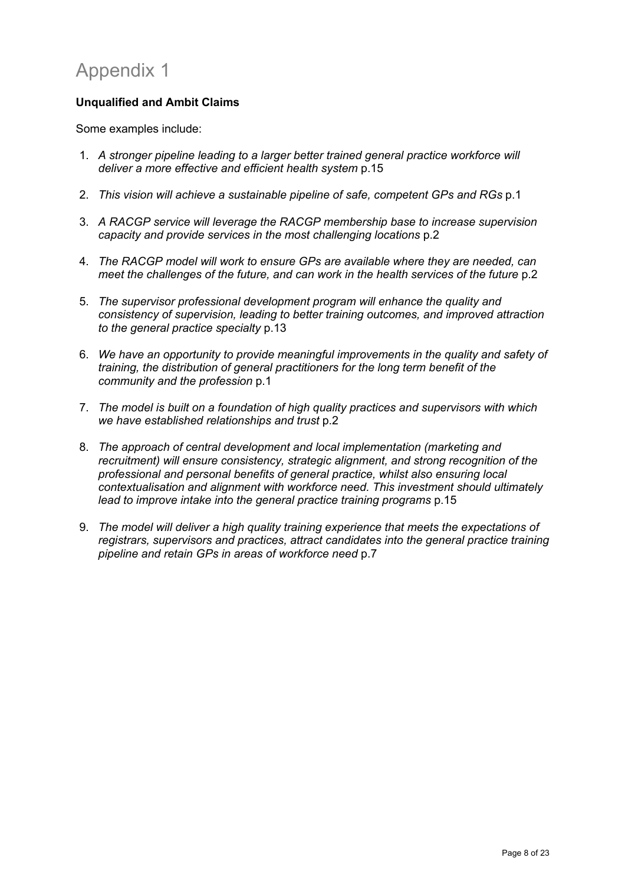# Appendix 1

**Unqualified and Ambit Claims**

Some examples include:

1. *A stronger pipeline leading to a larger better trained general practice workforce will deliver a more effective and efficient health system* p.15
2. *This vision will achieve a sustainable pipeline of safe, competent GPs and RGs* p.1
3. *A RACGP service will leverage the RACGP membership base to increase supervision capacity and provide services in the most challenging locations* p.2
4. *The RACGP model will work to ensure GPs are available where they are needed, can meet the challenges of the future, and can work in the health services of the future* p.2
5. *The supervisor professional development program will enhance the quality and consistency of supervision, leading to better training outcomes, and improved attraction to the general practice specialty* p.13
6. *We have an opportunity to provide meaningful improvements in the quality and safety of training, the distribution of general practitioners for the long term benefit of the community and the profession* p.1
7. *The model is built on a foundation of high quality practices and supervisors with which we have established relationships and trust* p.2
8. *The approach of central development and local implementation (marketing and recruitment) will ensure consistency, strategic alignment, and strong recognition of the professional and personal benefits of general practice, whilst also ensuring local contextualisation and alignment with workforce need. This investment should ultimately lead to improve intake into the general practice training programs* p.15
9. *The model will deliver a high quality training experience that meets the expectations of registrars, supervisors and practices, attract candidates into the general practice training pipeline and retain GPs in areas of workforce need* p.7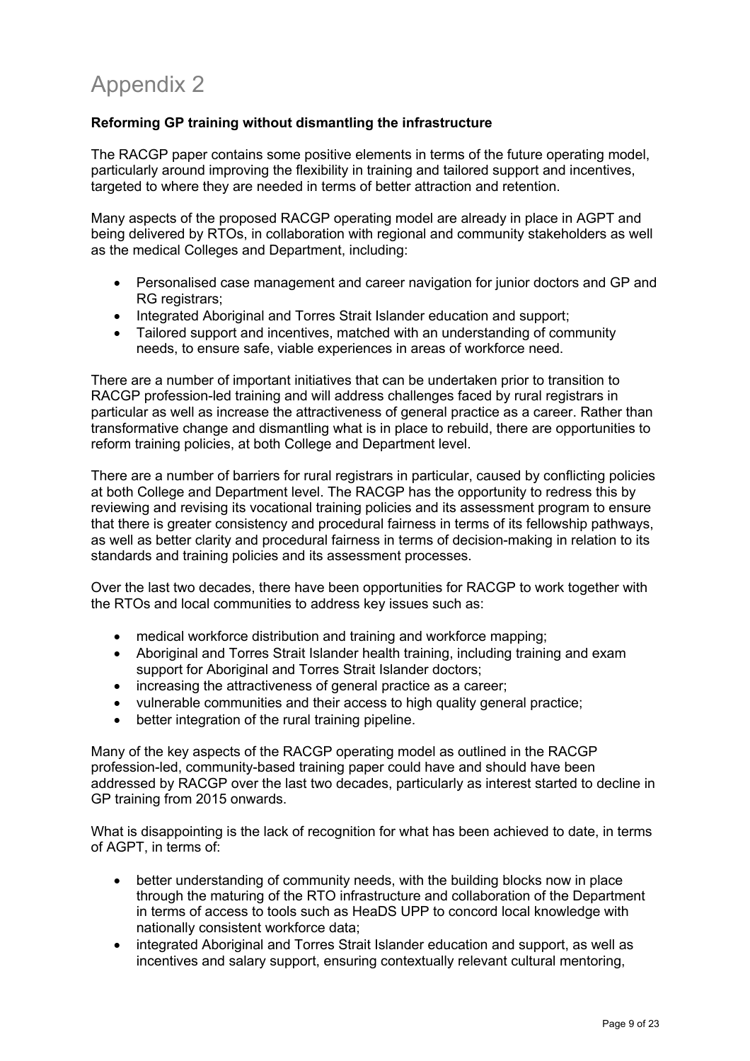# Appendix 2

**Reforming GP training without dismantling the infrastructure**

The RACGP paper contains some positive elements in terms of the future operating model, particularly around improving the flexibility in training and tailored support and incentives, targeted to where they are needed in terms of better attraction and retention.

Many aspects of the proposed RACGP operating model are already in place in AGPT and being delivered by RTOs, in collaboration with regional and community stakeholders as well as the medical Colleges and Department, including:

- Personalised case management and career navigation for junior doctors and GP and RG registrars;
- Integrated Aboriginal and Torres Strait Islander education and support;
- Tailored support and incentives, matched with an understanding of community needs, to ensure safe, viable experiences in areas of workforce need.

There are a number of important initiatives that can be undertaken prior to transition to RACGP profession-led training and will address challenges faced by rural registrars in particular as well as increase the attractiveness of general practice as a career. Rather than transformative change and dismantling what is in place to rebuild, there are opportunities to reform training policies, at both College and Department level.

There are a number of barriers for rural registrars in particular, caused by conflicting policies at both College and Department level. The RACGP has the opportunity to redress this by reviewing and revising its vocational training policies and its assessment program to ensure that there is greater consistency and procedural fairness in terms of its fellowship pathways, as well as better clarity and procedural fairness in terms of decision-making in relation to its standards and training policies and its assessment processes.

Over the last two decades, there have been opportunities for RACGP to work together with the RTOs and local communities to address key issues such as:

- medical workforce distribution and training and workforce mapping;
- Aboriginal and Torres Strait Islander health training, including training and exam support for Aboriginal and Torres Strait Islander doctors;
- increasing the attractiveness of general practice as a career;
- vulnerable communities and their access to high quality general practice;
- better integration of the rural training pipeline.

Many of the key aspects of the RACGP operating model as outlined in the RACGP profession-led, community-based training paper could have and should have been addressed by RACGP over the last two decades, particularly as interest started to decline in GP training from 2015 onwards.

What is disappointing is the lack of recognition for what has been achieved to date, in terms of AGPT, in terms of:

- better understanding of community needs, with the building blocks now in place through the maturing of the RTO infrastructure and collaboration of the Department in terms of access to tools such as HeaDS UPP to concord local knowledge with nationally consistent workforce data;
- integrated Aboriginal and Torres Strait Islander education and support, as well as incentives and salary support, ensuring contextually relevant cultural mentoring,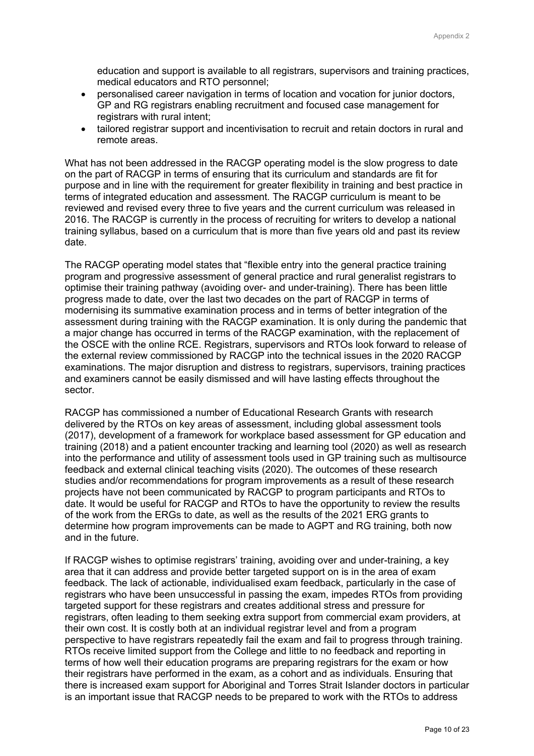education and support is available to all registrars, supervisors and training practices, medical educators and RTO personnel;

- personalised career navigation in terms of location and vocation for junior doctors, GP and RG registrars enabling recruitment and focused case management for registrars with rural intent;
- tailored registrar support and incentivisation to recruit and retain doctors in rural and remote areas.

What has not been addressed in the RACGP operating model is the slow progress to date on the part of RACGP in terms of ensuring that its curriculum and standards are fit for purpose and in line with the requirement for greater flexibility in training and best practice in terms of integrated education and assessment. The RACGP curriculum is meant to be reviewed and revised every three to five years and the current curriculum was released in 2016. The RACGP is currently in the process of recruiting for writers to develop a national training syllabus, based on a curriculum that is more than five years old and past its review date.

The RACGP operating model states that "flexible entry into the general practice training program and progressive assessment of general practice and rural generalist registrars to optimise their training pathway (avoiding over- and under-training). There has been little progress made to date, over the last two decades on the part of RACGP in terms of modernising its summative examination process and in terms of better integration of the assessment during training with the RACGP examination. It is only during the pandemic that a major change has occurred in terms of the RACGP examination, with the replacement of the OSCE with the online RCE. Registrars, supervisors and RTOs look forward to release of the external review commissioned by RACGP into the technical issues in the 2020 RACGP examinations. The major disruption and distress to registrars, supervisors, training practices and examiners cannot be easily dismissed and will have lasting effects throughout the sector.

RACGP has commissioned a number of Educational Research Grants with research delivered by the RTOs on key areas of assessment, including global assessment tools (2017), development of a framework for workplace based assessment for GP education and training (2018) and a patient encounter tracking and learning tool (2020) as well as research into the performance and utility of assessment tools used in GP training such as multisource feedback and external clinical teaching visits (2020). The outcomes of these research studies and/or recommendations for program improvements as a result of these research projects have not been communicated by RACGP to program participants and RTOs to date. It would be useful for RACGP and RTOs to have the opportunity to review the results of the work from the ERGs to date, as well as the results of the 2021 ERG grants to determine how program improvements can be made to AGPT and RG training, both now and in the future.

If RACGP wishes to optimise registrars' training, avoiding over and under-training, a key area that it can address and provide better targeted support on is in the area of exam feedback. The lack of actionable, individualised exam feedback, particularly in the case of registrars who have been unsuccessful in passing the exam, impedes RTOs from providing targeted support for these registrars and creates additional stress and pressure for registrars, often leading to them seeking extra support from commercial exam providers, at their own cost. It is costly both at an individual registrar level and from a program perspective to have registrars repeatedly fail the exam and fail to progress through training. RTOs receive limited support from the College and little to no feedback and reporting in terms of how well their education programs are preparing registrars for the exam or how their registrars have performed in the exam, as a cohort and as individuals. Ensuring that there is increased exam support for Aboriginal and Torres Strait Islander doctors in particular is an important issue that RACGP needs to be prepared to work with the RTOs to address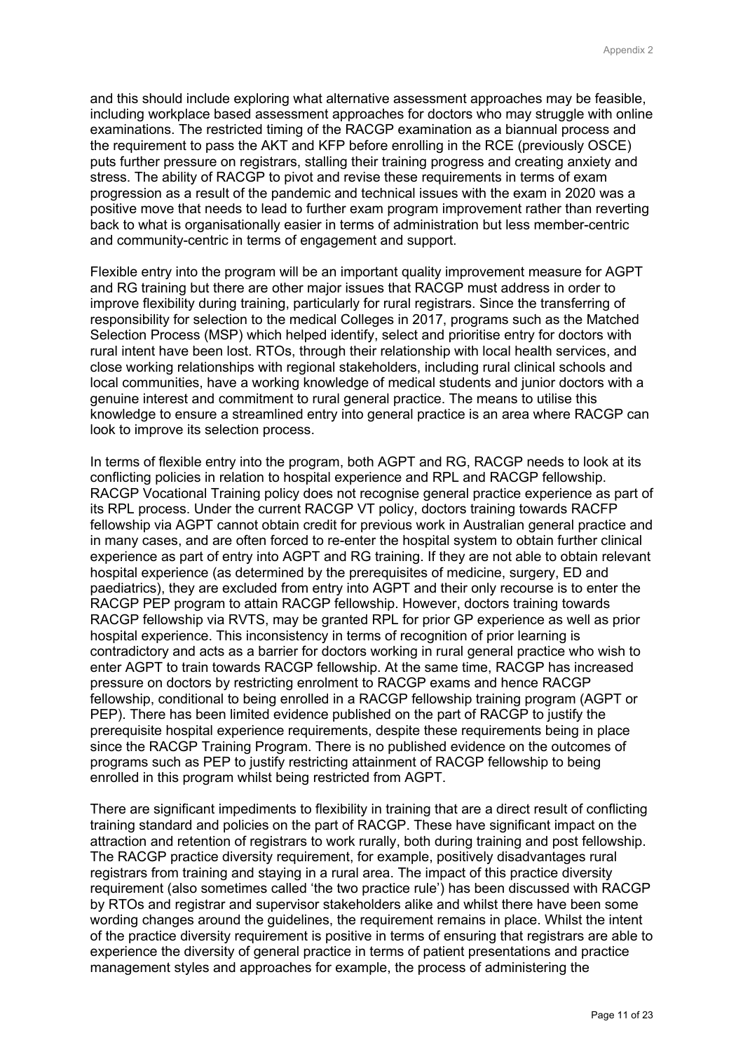and this should include exploring what alternative assessment approaches may be feasible, including workplace based assessment approaches for doctors who may struggle with online examinations. The restricted timing of the RACGP examination as a biannual process and the requirement to pass the AKT and KFP before enrolling in the RCE (previously OSCE) puts further pressure on registrars, stalling their training progress and creating anxiety and stress. The ability of RACGP to pivot and revise these requirements in terms of exam progression as a result of the pandemic and technical issues with the exam in 2020 was a positive move that needs to lead to further exam program improvement rather than reverting back to what is organisationally easier in terms of administration but less member-centric and community-centric in terms of engagement and support.

Flexible entry into the program will be an important quality improvement measure for AGPT and RG training but there are other major issues that RACGP must address in order to improve flexibility during training, particularly for rural registrars. Since the transferring of responsibility for selection to the medical Colleges in 2017, programs such as the Matched Selection Process (MSP) which helped identify, select and prioritise entry for doctors with rural intent have been lost. RTOs, through their relationship with local health services, and close working relationships with regional stakeholders, including rural clinical schools and local communities, have a working knowledge of medical students and junior doctors with a genuine interest and commitment to rural general practice. The means to utilise this knowledge to ensure a streamlined entry into general practice is an area where RACGP can look to improve its selection process.

In terms of flexible entry into the program, both AGPT and RG, RACGP needs to look at its conflicting policies in relation to hospital experience and RPL and RACGP fellowship. RACGP Vocational Training policy does not recognise general practice experience as part of its RPL process. Under the current RACGP VT policy, doctors training towards RACFP fellowship via AGPT cannot obtain credit for previous work in Australian general practice and in many cases, and are often forced to re-enter the hospital system to obtain further clinical experience as part of entry into AGPT and RG training. If they are not able to obtain relevant hospital experience (as determined by the prerequisites of medicine, surgery, ED and paediatrics), they are excluded from entry into AGPT and their only recourse is to enter the RACGP PEP program to attain RACGP fellowship. However, doctors training towards RACGP fellowship via RVTS, may be granted RPL for prior GP experience as well as prior hospital experience. This inconsistency in terms of recognition of prior learning is contradictory and acts as a barrier for doctors working in rural general practice who wish to enter AGPT to train towards RACGP fellowship. At the same time, RACGP has increased pressure on doctors by restricting enrolment to RACGP exams and hence RACGP fellowship, conditional to being enrolled in a RACGP fellowship training program (AGPT or PEP). There has been limited evidence published on the part of RACGP to justify the prerequisite hospital experience requirements, despite these requirements being in place since the RACGP Training Program. There is no published evidence on the outcomes of programs such as PEP to justify restricting attainment of RACGP fellowship to being enrolled in this program whilst being restricted from AGPT.

There are significant impediments to flexibility in training that are a direct result of conflicting training standard and policies on the part of RACGP. These have significant impact on the attraction and retention of registrars to work rurally, both during training and post fellowship. The RACGP practice diversity requirement, for example, positively disadvantages rural registrars from training and staying in a rural area. The impact of this practice diversity requirement (also sometimes called 'the two practice rule') has been discussed with RACGP by RTOs and registrar and supervisor stakeholders alike and whilst there have been some wording changes around the guidelines, the requirement remains in place. Whilst the intent of the practice diversity requirement is positive in terms of ensuring that registrars are able to experience the diversity of general practice in terms of patient presentations and practice management styles and approaches for example, the process of administering the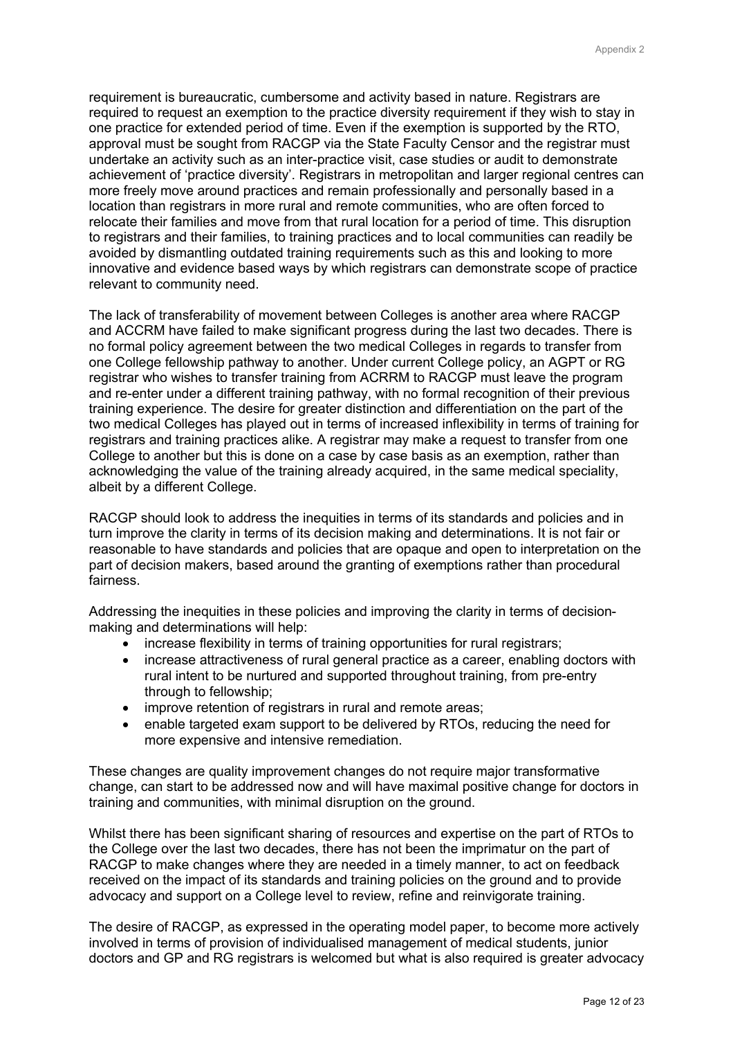requirement is bureaucratic, cumbersome and activity based in nature. Registrars are required to request an exemption to the practice diversity requirement if they wish to stay in one practice for extended period of time. Even if the exemption is supported by the RTO, approval must be sought from RACGP via the State Faculty Censor and the registrar must undertake an activity such as an inter-practice visit, case studies or audit to demonstrate achievement of 'practice diversity'. Registrars in metropolitan and larger regional centres can more freely move around practices and remain professionally and personally based in a location than registrars in more rural and remote communities, who are often forced to relocate their families and move from that rural location for a period of time. This disruption to registrars and their families, to training practices and to local communities can readily be avoided by dismantling outdated training requirements such as this and looking to more innovative and evidence based ways by which registrars can demonstrate scope of practice relevant to community need.

The lack of transferability of movement between Colleges is another area where RACGP and ACCRM have failed to make significant progress during the last two decades. There is no formal policy agreement between the two medical Colleges in regards to transfer from one College fellowship pathway to another. Under current College policy, an AGPT or RG registrar who wishes to transfer training from ACRRM to RACGP must leave the program and re-enter under a different training pathway, with no formal recognition of their previous training experience. The desire for greater distinction and differentiation on the part of the two medical Colleges has played out in terms of increased inflexibility in terms of training for registrars and training practices alike. A registrar may make a request to transfer from one College to another but this is done on a case by case basis as an exemption, rather than acknowledging the value of the training already acquired, in the same medical speciality, albeit by a different College.

RACGP should look to address the inequities in terms of its standards and policies and in turn improve the clarity in terms of its decision making and determinations. It is not fair or reasonable to have standards and policies that are opaque and open to interpretation on the part of decision makers, based around the granting of exemptions rather than procedural fairness.

Addressing the inequities in these policies and improving the clarity in terms of decision-making and determinations will help:

- increase flexibility in terms of training opportunities for rural registrars;
- increase attractiveness of rural general practice as a career, enabling doctors with rural intent to be nurtured and supported throughout training, from pre-entry through to fellowship;
- improve retention of registrars in rural and remote areas;
- enable targeted exam support to be delivered by RTOs, reducing the need for more expensive and intensive remediation.

These changes are quality improvement changes do not require major transformative change, can start to be addressed now and will have maximal positive change for doctors in training and communities, with minimal disruption on the ground.

Whilst there has been significant sharing of resources and expertise on the part of RTOs to the College over the last two decades, there has not been the imprimatur on the part of RACGP to make changes where they are needed in a timely manner, to act on feedback received on the impact of its standards and training policies on the ground and to provide advocacy and support on a College level to review, refine and reinvigorate training.

The desire of RACGP, as expressed in the operating model paper, to become more actively involved in terms of provision of individualised management of medical students, junior doctors and GP and RG registrars is welcomed but what is also required is greater advocacy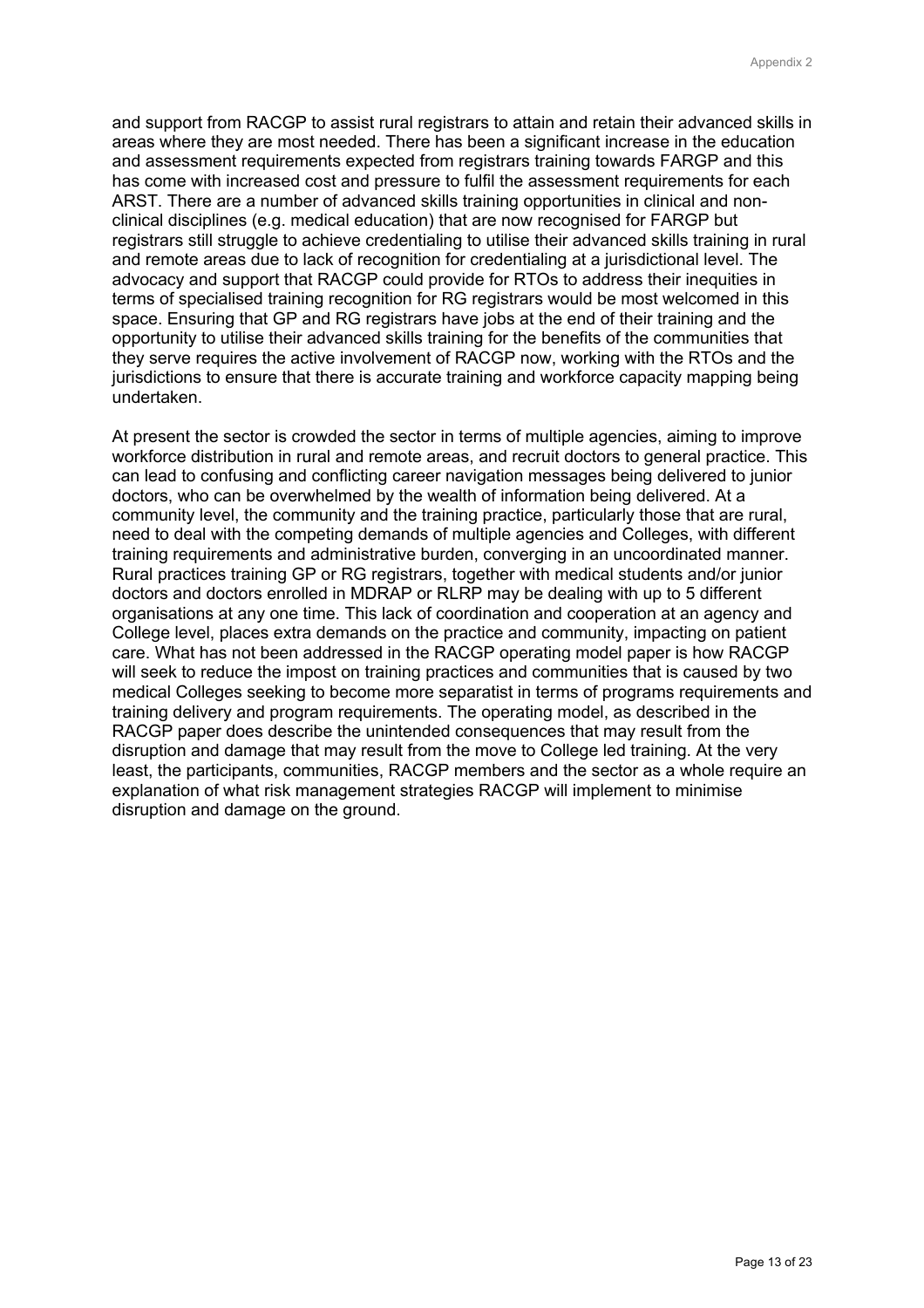and support from RACGP to assist rural registrars to attain and retain their advanced skills in areas where they are most needed. There has been a significant increase in the education and assessment requirements expected from registrars training towards FARGP and this has come with increased cost and pressure to fulfil the assessment requirements for each ARST. There are a number of advanced skills training opportunities in clinical and non-clinical disciplines (e.g. medical education) that are now recognised for FARGP but registrars still struggle to achieve credentialing to utilise their advanced skills training in rural and remote areas due to lack of recognition for credentialing at a jurisdictional level. The advocacy and support that RACGP could provide for RTOs to address their inequities in terms of specialised training recognition for RG registrars would be most welcomed in this space. Ensuring that GP and RG registrars have jobs at the end of their training and the opportunity to utilise their advanced skills training for the benefits of the communities that they serve requires the active involvement of RACGP now, working with the RTOs and the jurisdictions to ensure that there is accurate training and workforce capacity mapping being undertaken.

At present the sector is crowded the sector in terms of multiple agencies, aiming to improve workforce distribution in rural and remote areas, and recruit doctors to general practice. This can lead to confusing and conflicting career navigation messages being delivered to junior doctors, who can be overwhelmed by the wealth of information being delivered. At a community level, the community and the training practice, particularly those that are rural, need to deal with the competing demands of multiple agencies and Colleges, with different training requirements and administrative burden, converging in an uncoordinated manner. Rural practices training GP or RG registrars, together with medical students and/or junior doctors and doctors enrolled in MDRAP or RLRP may be dealing with up to 5 different organisations at any one time. This lack of coordination and cooperation at an agency and College level, places extra demands on the practice and community, impacting on patient care. What has not been addressed in the RACGP operating model paper is how RACGP will seek to reduce the impost on training practices and communities that is caused by two medical Colleges seeking to become more separatist in terms of programs requirements and training delivery and program requirements. The operating model, as described in the RACGP paper does describe the unintended consequences that may result from the disruption and damage that may result from the move to College led training. At the very least, the participants, communities, RACGP members and the sector as a whole require an explanation of what risk management strategies RACGP will implement to minimise disruption and damage on the ground.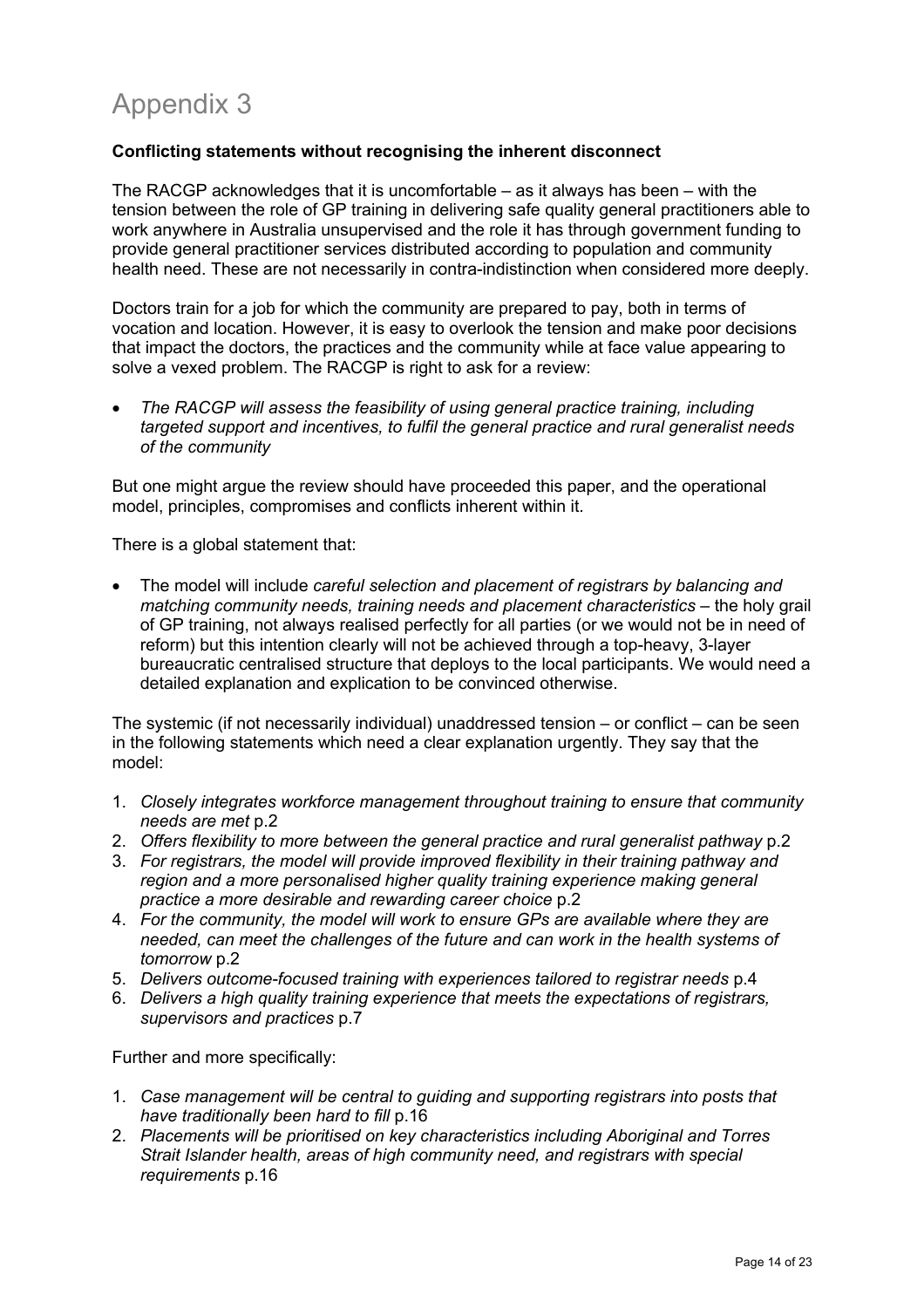# Appendix 3

**Conflicting statements without recognising the inherent disconnect**

The RACGP acknowledges that it is uncomfortable – as it always has been – with the tension between the role of GP training in delivering safe quality general practitioners able to work anywhere in Australia unsupervised and the role it has through government funding to provide general practitioner services distributed according to population and community health need. These are not necessarily in contra-indistinction when considered more deeply.

Doctors train for a job for which the community are prepared to pay, both in terms of vocation and location. However, it is easy to overlook the tension and make poor decisions that impact the doctors, the practices and the community while at face value appearing to solve a vexed problem. The RACGP is right to ask for a review:

- *The RACGP will assess the feasibility of using general practice training, including targeted support and incentives, to fulfil the general practice and rural generalist needs of the community*

But one might argue the review should have proceeded this paper, and the operational model, principles, compromises and conflicts inherent within it.

There is a global statement that:

- The model will include *careful selection and placement of registrars by balancing and matching community needs, training needs and placement characteristics* – the holy grail of GP training, not always realised perfectly for all parties (or we would not be in need of reform) but this intention clearly will not be achieved through a top-heavy, 3-layer bureaucratic centralised structure that deploys to the local participants. We would need a detailed explanation and explication to be convinced otherwise.

The systemic (if not necessarily individual) unaddressed tension – or conflict – can be seen in the following statements which need a clear explanation urgently. They say that the model:

1. *Closely integrates workforce management throughout training to ensure that community needs are met* p.2
2. *Offers flexibility to more between the general practice and rural generalist pathway* p.2
3. *For registrars, the model will provide improved flexibility in their training pathway and region and a more personalised higher quality training experience making general practice a more desirable and rewarding career choice* p.2
4. *For the community, the model will work to ensure GPs are available where they are needed, can meet the challenges of the future and can work in the health systems of tomorrow* p.2
5. *Delivers outcome-focused training with experiences tailored to registrar needs* p.4
6. *Delivers a high quality training experience that meets the expectations of registrars, supervisors and practices* p.7

Further and more specifically:

1. *Case management will be central to guiding and supporting registrars into posts that have traditionally been hard to fill* p.16
2. *Placements will be prioritised on key characteristics including Aboriginal and Torres Strait Islander health, areas of high community need, and registrars with special requirements* p.16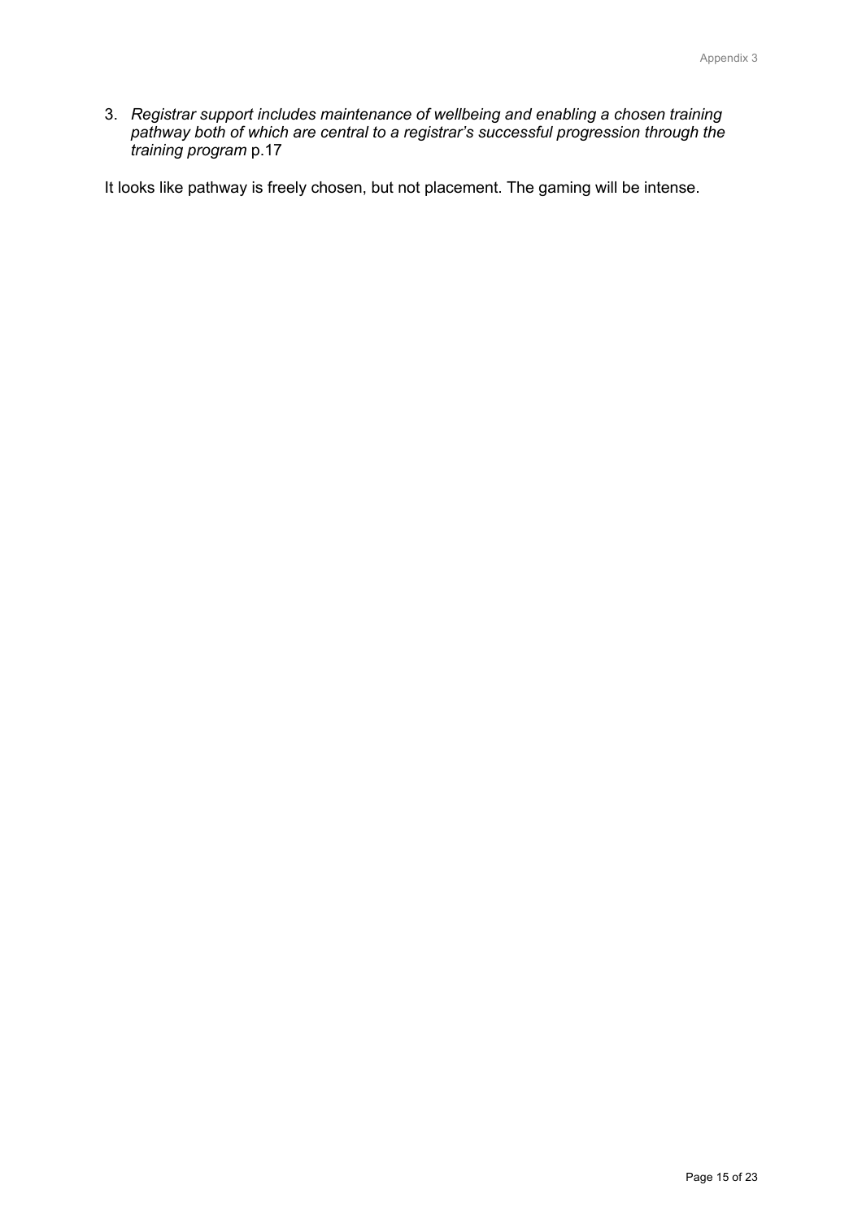3. *Registrar support includes maintenance of wellbeing and enabling a chosen training pathway both of which are central to a registrar's successful progression through the training program* p.17

It looks like pathway is freely chosen, but not placement. The gaming will be intense.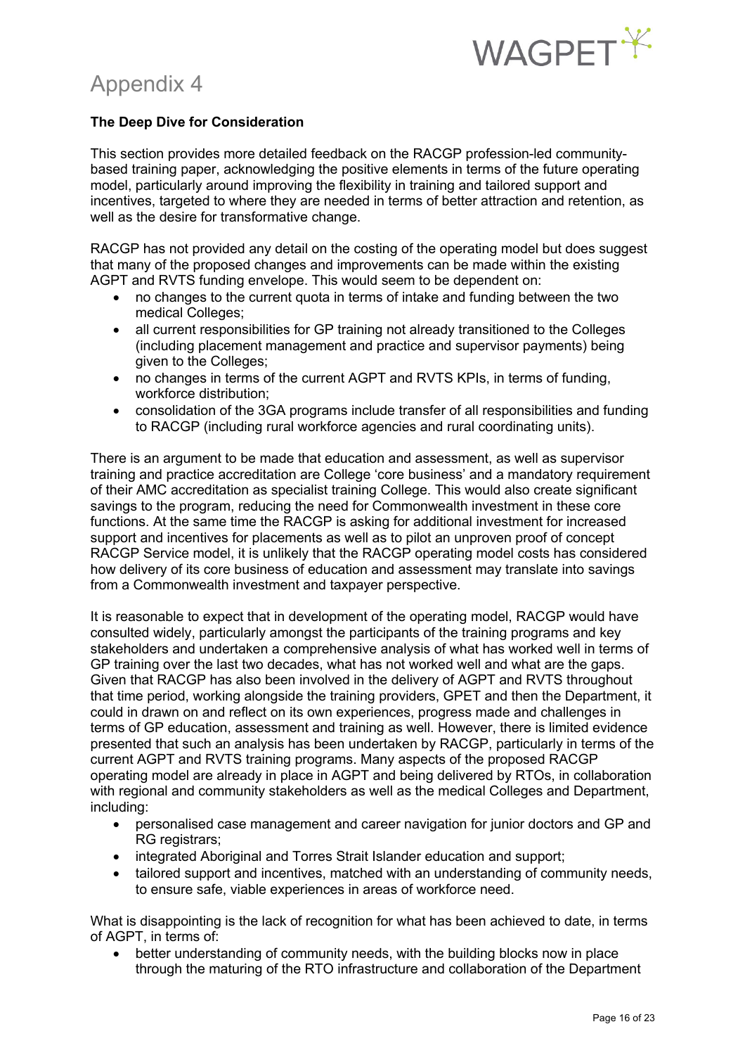# Appendix 4

**The Deep Dive for Consideration**

This section provides more detailed feedback on the RACGP profession-led community-based training paper, acknowledging the positive elements in terms of the future operating model, particularly around improving the flexibility in training and tailored support and incentives, targeted to where they are needed in terms of better attraction and retention, as well as the desire for transformative change.

RACGP has not provided any detail on the costing of the operating model but does suggest that many of the proposed changes and improvements can be made within the existing AGPT and RVTS funding envelope. This would seem to be dependent on:

- no changes to the current quota in terms of intake and funding between the two medical Colleges;
- all current responsibilities for GP training not already transitioned to the Colleges (including placement management and practice and supervisor payments) being given to the Colleges;
- no changes in terms of the current AGPT and RVTS KPIs, in terms of funding, workforce distribution;
- consolidation of the 3GA programs include transfer of all responsibilities and funding to RACGP (including rural workforce agencies and rural coordinating units).

There is an argument to be made that education and assessment, as well as supervisor training and practice accreditation are College 'core business' and a mandatory requirement of their AMC accreditation as specialist training College. This would also create significant savings to the program, reducing the need for Commonwealth investment in these core functions. At the same time the RACGP is asking for additional investment for increased support and incentives for placements as well as to pilot an unproven proof of concept RACGP Service model, it is unlikely that the RACGP operating model costs has considered how delivery of its core business of education and assessment may translate into savings from a Commonwealth investment and taxpayer perspective.

It is reasonable to expect that in development of the operating model, RACGP would have consulted widely, particularly amongst the participants of the training programs and key stakeholders and undertaken a comprehensive analysis of what has worked well in terms of GP training over the last two decades, what has not worked well and what are the gaps. Given that RACGP has also been involved in the delivery of AGPT and RVTS throughout that time period, working alongside the training providers, GPET and then the Department, it could in drawn on and reflect on its own experiences, progress made and challenges in terms of GP education, assessment and training as well. However, there is limited evidence presented that such an analysis has been undertaken by RACGP, particularly in terms of the current AGPT and RVTS training programs. Many aspects of the proposed RACGP operating model are already in place in AGPT and being delivered by RTOs, in collaboration with regional and community stakeholders as well as the medical Colleges and Department, including:

- personalised case management and career navigation for junior doctors and GP and RG registrars;
- integrated Aboriginal and Torres Strait Islander education and support;
- tailored support and incentives, matched with an understanding of community needs, to ensure safe, viable experiences in areas of workforce need.

What is disappointing is the lack of recognition for what has been achieved to date, in terms of AGPT, in terms of:

- better understanding of community needs, with the building blocks now in place through the maturing of the RTO infrastructure and collaboration of the Department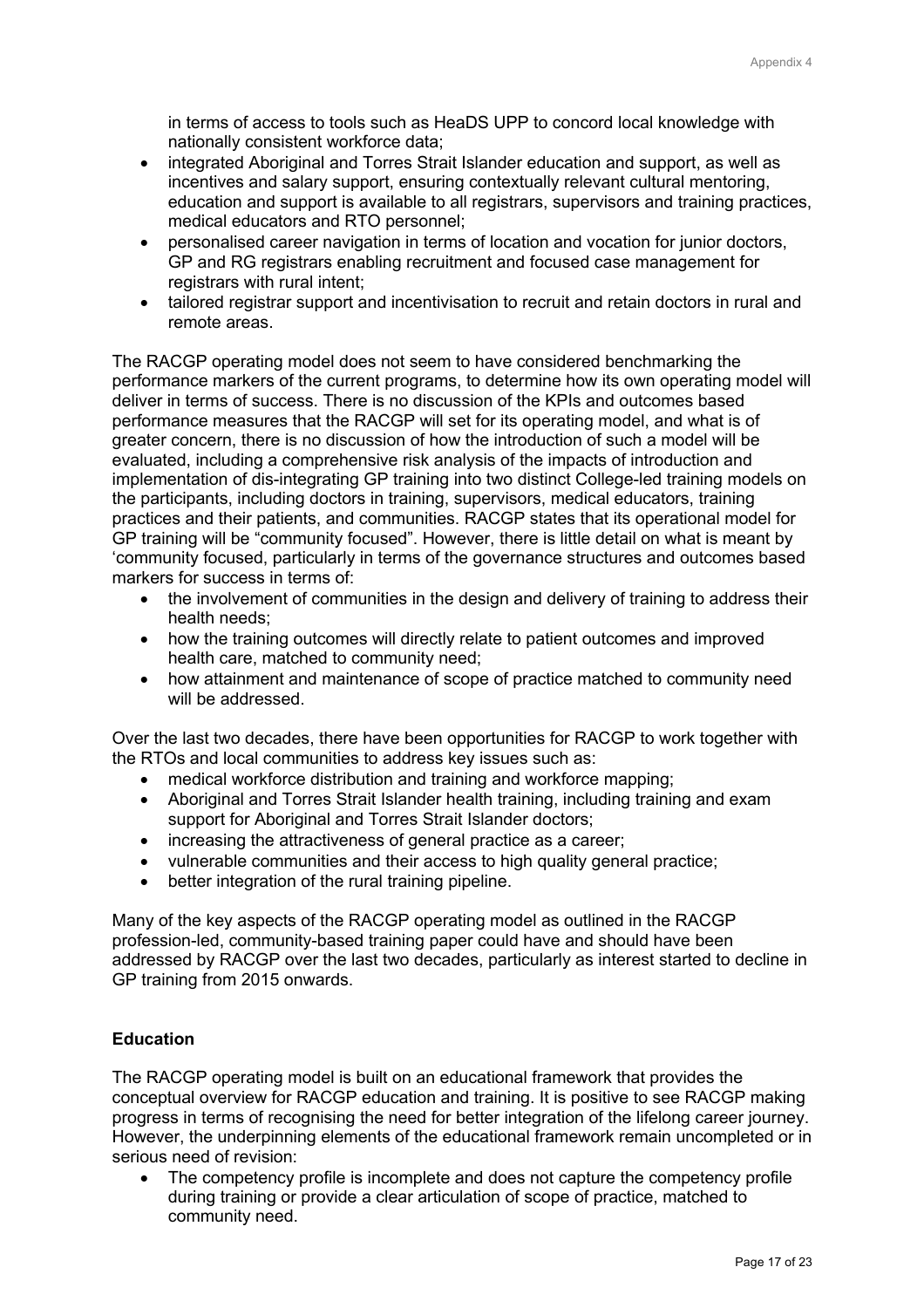in terms of access to tools such as HeaDS UPP to concord local knowledge with nationally consistent workforce data;

- integrated Aboriginal and Torres Strait Islander education and support, as well as incentives and salary support, ensuring contextually relevant cultural mentoring, education and support is available to all registrars, supervisors and training practices, medical educators and RTO personnel;
- personalised career navigation in terms of location and vocation for junior doctors, GP and RG registrars enabling recruitment and focused case management for registrars with rural intent;
- tailored registrar support and incentivisation to recruit and retain doctors in rural and remote areas.

The RACGP operating model does not seem to have considered benchmarking the performance markers of the current programs, to determine how its own operating model will deliver in terms of success. There is no discussion of the KPIs and outcomes based performance measures that the RACGP will set for its operating model, and what is of greater concern, there is no discussion of how the introduction of such a model will be evaluated, including a comprehensive risk analysis of the impacts of introduction and implementation of dis-integrating GP training into two distinct College-led training models on the participants, including doctors in training, supervisors, medical educators, training practices and their patients, and communities. RACGP states that its operational model for GP training will be "community focused". However, there is little detail on what is meant by 'community focused, particularly in terms of the governance structures and outcomes based markers for success in terms of:

- the involvement of communities in the design and delivery of training to address their health needs;
- how the training outcomes will directly relate to patient outcomes and improved health care, matched to community need;
- how attainment and maintenance of scope of practice matched to community need will be addressed.

Over the last two decades, there have been opportunities for RACGP to work together with the RTOs and local communities to address key issues such as:

- medical workforce distribution and training and workforce mapping;
- Aboriginal and Torres Strait Islander health training, including training and exam support for Aboriginal and Torres Strait Islander doctors;
- increasing the attractiveness of general practice as a career;
- vulnerable communities and their access to high quality general practice;
- better integration of the rural training pipeline.

Many of the key aspects of the RACGP operating model as outlined in the RACGP profession-led, community-based training paper could have and should have been addressed by RACGP over the last two decades, particularly as interest started to decline in GP training from 2015 onwards.

**Education**

The RACGP operating model is built on an educational framework that provides the conceptual overview for RACGP education and training. It is positive to see RACGP making progress in terms of recognising the need for better integration of the lifelong career journey. However, the underpinning elements of the educational framework remain uncompleted or in serious need of revision:

- The competency profile is incomplete and does not capture the competency profile during training or provide a clear articulation of scope of practice, matched to community need.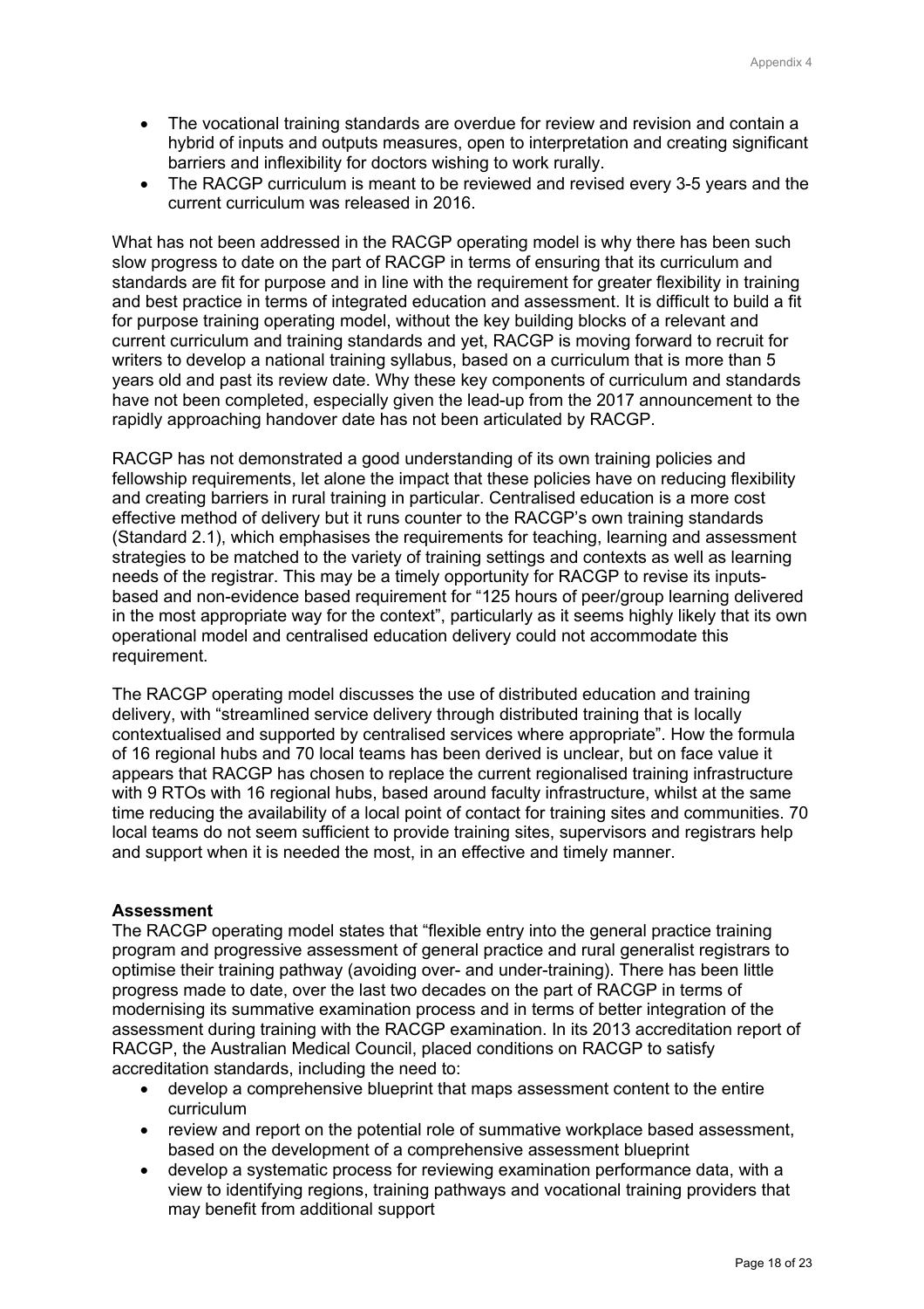- The vocational training standards are overdue for review and revision and contain a hybrid of inputs and outputs measures, open to interpretation and creating significant barriers and inflexibility for doctors wishing to work rurally.
- The RACGP curriculum is meant to be reviewed and revised every 3-5 years and the current curriculum was released in 2016.

What has not been addressed in the RACGP operating model is why there has been such slow progress to date on the part of RACGP in terms of ensuring that its curriculum and standards are fit for purpose and in line with the requirement for greater flexibility in training and best practice in terms of integrated education and assessment. It is difficult to build a fit for purpose training operating model, without the key building blocks of a relevant and current curriculum and training standards and yet, RACGP is moving forward to recruit for writers to develop a national training syllabus, based on a curriculum that is more than 5 years old and past its review date. Why these key components of curriculum and standards have not been completed, especially given the lead-up from the 2017 announcement to the rapidly approaching handover date has not been articulated by RACGP.

RACGP has not demonstrated a good understanding of its own training policies and fellowship requirements, let alone the impact that these policies have on reducing flexibility and creating barriers in rural training in particular. Centralised education is a more cost effective method of delivery but it runs counter to the RACGP's own training standards (Standard 2.1), which emphasises the requirements for teaching, learning and assessment strategies to be matched to the variety of training settings and contexts as well as learning needs of the registrar. This may be a timely opportunity for RACGP to revise its inputs-based and non-evidence based requirement for "125 hours of peer/group learning delivered in the most appropriate way for the context", particularly as it seems highly likely that its own operational model and centralised education delivery could not accommodate this requirement.

The RACGP operating model discusses the use of distributed education and training delivery, with "streamlined service delivery through distributed training that is locally contextualised and supported by centralised services where appropriate". How the formula of 16 regional hubs and 70 local teams has been derived is unclear, but on face value it appears that RACGP has chosen to replace the current regionalised training infrastructure with 9 RTOs with 16 regional hubs, based around faculty infrastructure, whilst at the same time reducing the availability of a local point of contact for training sites and communities. 70 local teams do not seem sufficient to provide training sites, supervisors and registrars help and support when it is needed the most, in an effective and timely manner.

**Assessment**

The RACGP operating model states that "flexible entry into the general practice training program and progressive assessment of general practice and rural generalist registrars to optimise their training pathway (avoiding over- and under-training). There has been little progress made to date, over the last two decades on the part of RACGP in terms of modernising its summative examination process and in terms of better integration of the assessment during training with the RACGP examination. In its 2013 accreditation report of RACGP, the Australian Medical Council, placed conditions on RACGP to satisfy accreditation standards, including the need to:

- develop a comprehensive blueprint that maps assessment content to the entire curriculum
- review and report on the potential role of summative workplace based assessment, based on the development of a comprehensive assessment blueprint
- develop a systematic process for reviewing examination performance data, with a view to identifying regions, training pathways and vocational training providers that may benefit from additional support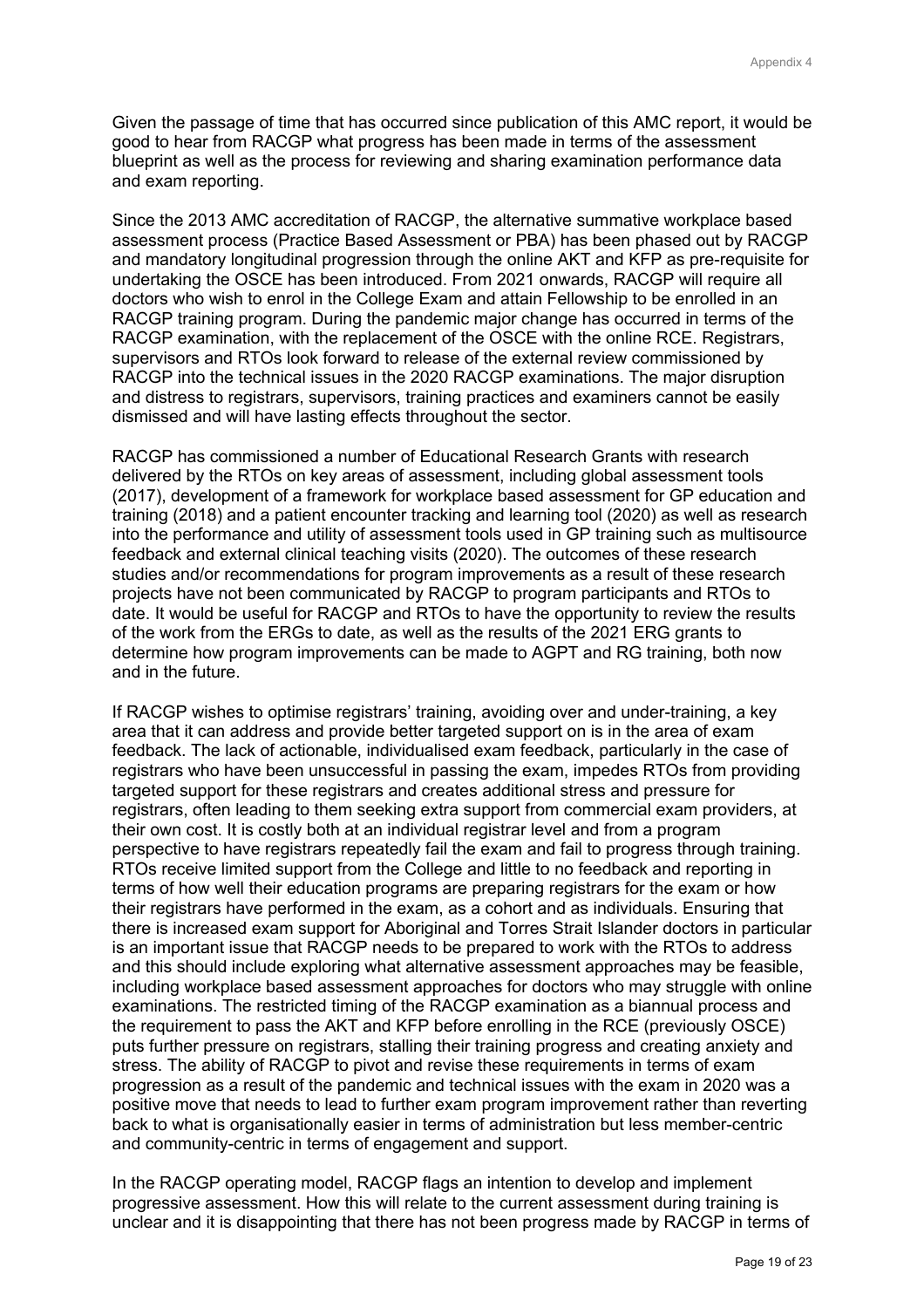Given the passage of time that has occurred since publication of this AMC report, it would be good to hear from RACGP what progress has been made in terms of the assessment blueprint as well as the process for reviewing and sharing examination performance data and exam reporting.

Since the 2013 AMC accreditation of RACGP, the alternative summative workplace based assessment process (Practice Based Assessment or PBA) has been phased out by RACGP and mandatory longitudinal progression through the online AKT and KFP as pre-requisite for undertaking the OSCE has been introduced. From 2021 onwards, RACGP will require all doctors who wish to enrol in the College Exam and attain Fellowship to be enrolled in an RACGP training program. During the pandemic major change has occurred in terms of the RACGP examination, with the replacement of the OSCE with the online RCE. Registrars, supervisors and RTOs look forward to release of the external review commissioned by RACGP into the technical issues in the 2020 RACGP examinations. The major disruption and distress to registrars, supervisors, training practices and examiners cannot be easily dismissed and will have lasting effects throughout the sector.

RACGP has commissioned a number of Educational Research Grants with research delivered by the RTOs on key areas of assessment, including global assessment tools (2017), development of a framework for workplace based assessment for GP education and training (2018) and a patient encounter tracking and learning tool (2020) as well as research into the performance and utility of assessment tools used in GP training such as multisource feedback and external clinical teaching visits (2020). The outcomes of these research studies and/or recommendations for program improvements as a result of these research projects have not been communicated by RACGP to program participants and RTOs to date. It would be useful for RACGP and RTOs to have the opportunity to review the results of the work from the ERGs to date, as well as the results of the 2021 ERG grants to determine how program improvements can be made to AGPT and RG training, both now and in the future.

If RACGP wishes to optimise registrars' training, avoiding over and under-training, a key area that it can address and provide better targeted support on is in the area of exam feedback. The lack of actionable, individualised exam feedback, particularly in the case of registrars who have been unsuccessful in passing the exam, impedes RTOs from providing targeted support for these registrars and creates additional stress and pressure for registrars, often leading to them seeking extra support from commercial exam providers, at their own cost. It is costly both at an individual registrar level and from a program perspective to have registrars repeatedly fail the exam and fail to progress through training. RTOs receive limited support from the College and little to no feedback and reporting in terms of how well their education programs are preparing registrars for the exam or how their registrars have performed in the exam, as a cohort and as individuals. Ensuring that there is increased exam support for Aboriginal and Torres Strait Islander doctors in particular is an important issue that RACGP needs to be prepared to work with the RTOs to address and this should include exploring what alternative assessment approaches may be feasible, including workplace based assessment approaches for doctors who may struggle with online examinations. The restricted timing of the RACGP examination as a biannual process and the requirement to pass the AKT and KFP before enrolling in the RCE (previously OSCE) puts further pressure on registrars, stalling their training progress and creating anxiety and stress. The ability of RACGP to pivot and revise these requirements in terms of exam progression as a result of the pandemic and technical issues with the exam in 2020 was a positive move that needs to lead to further exam program improvement rather than reverting back to what is organisationally easier in terms of administration but less member-centric and community-centric in terms of engagement and support.

In the RACGP operating model, RACGP flags an intention to develop and implement progressive assessment. How this will relate to the current assessment during training is unclear and it is disappointing that there has not been progress made by RACGP in terms of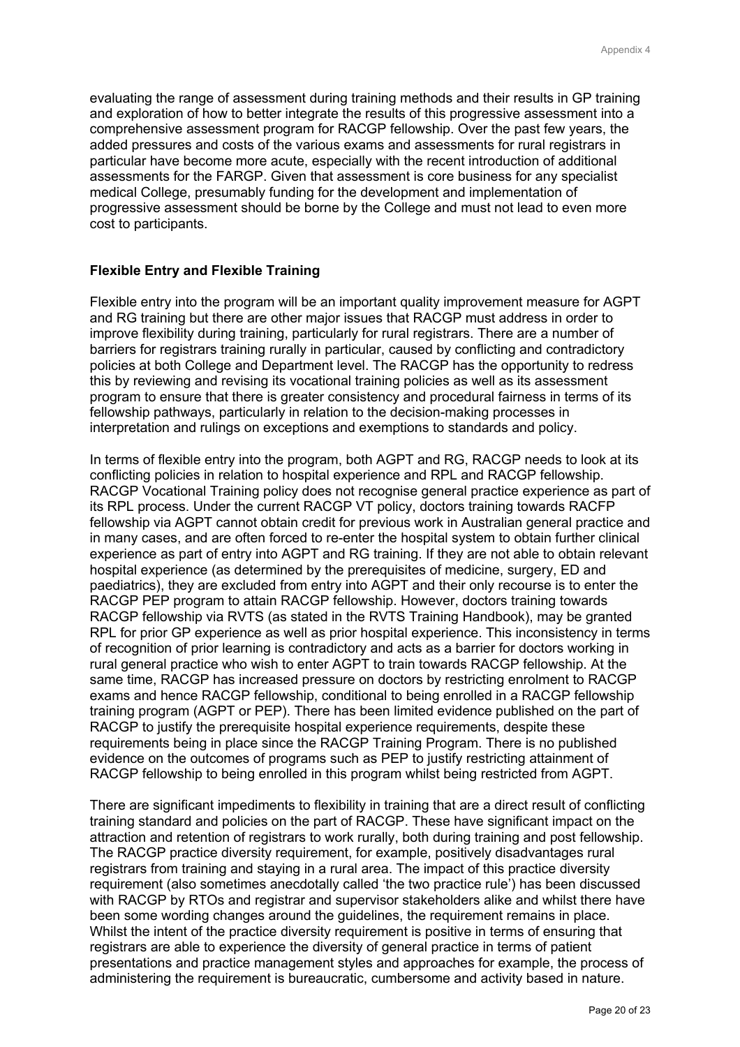evaluating the range of assessment during training methods and their results in GP training and exploration of how to better integrate the results of this progressive assessment into a comprehensive assessment program for RACGP fellowship. Over the past few years, the added pressures and costs of the various exams and assessments for rural registrars in particular have become more acute, especially with the recent introduction of additional assessments for the FARGP. Given that assessment is core business for any specialist medical College, presumably funding for the development and implementation of progressive assessment should be borne by the College and must not lead to even more cost to participants.

**Flexible Entry and Flexible Training**

Flexible entry into the program will be an important quality improvement measure for AGPT and RG training but there are other major issues that RACGP must address in order to improve flexibility during training, particularly for rural registrars. There are a number of barriers for registrars training rurally in particular, caused by conflicting and contradictory policies at both College and Department level. The RACGP has the opportunity to redress this by reviewing and revising its vocational training policies as well as its assessment program to ensure that there is greater consistency and procedural fairness in terms of its fellowship pathways, particularly in relation to the decision-making processes in interpretation and rulings on exceptions and exemptions to standards and policy.

In terms of flexible entry into the program, both AGPT and RG, RACGP needs to look at its conflicting policies in relation to hospital experience and RPL and RACGP fellowship. RACGP Vocational Training policy does not recognise general practice experience as part of its RPL process. Under the current RACGP VT policy, doctors training towards RACFP fellowship via AGPT cannot obtain credit for previous work in Australian general practice and in many cases, and are often forced to re-enter the hospital system to obtain further clinical experience as part of entry into AGPT and RG training. If they are not able to obtain relevant hospital experience (as determined by the prerequisites of medicine, surgery, ED and paediatrics), they are excluded from entry into AGPT and their only recourse is to enter the RACGP PEP program to attain RACGP fellowship. However, doctors training towards RACGP fellowship via RVTS (as stated in the RVTS Training Handbook), may be granted RPL for prior GP experience as well as prior hospital experience. This inconsistency in terms of recognition of prior learning is contradictory and acts as a barrier for doctors working in rural general practice who wish to enter AGPT to train towards RACGP fellowship. At the same time, RACGP has increased pressure on doctors by restricting enrolment to RACGP exams and hence RACGP fellowship, conditional to being enrolled in a RACGP fellowship training program (AGPT or PEP). There has been limited evidence published on the part of RACGP to justify the prerequisite hospital experience requirements, despite these requirements being in place since the RACGP Training Program. There is no published evidence on the outcomes of programs such as PEP to justify restricting attainment of RACGP fellowship to being enrolled in this program whilst being restricted from AGPT.

There are significant impediments to flexibility in training that are a direct result of conflicting training standard and policies on the part of RACGP. These have significant impact on the attraction and retention of registrars to work rurally, both during training and post fellowship. The RACGP practice diversity requirement, for example, positively disadvantages rural registrars from training and staying in a rural area. The impact of this practice diversity requirement (also sometimes anecdotally called 'the two practice rule') has been discussed with RACGP by RTOs and registrar and supervisor stakeholders alike and whilst there have been some wording changes around the guidelines, the requirement remains in place. Whilst the intent of the practice diversity requirement is positive in terms of ensuring that registrars are able to experience the diversity of general practice in terms of patient presentations and practice management styles and approaches for example, the process of administering the requirement is bureaucratic, cumbersome and activity based in nature.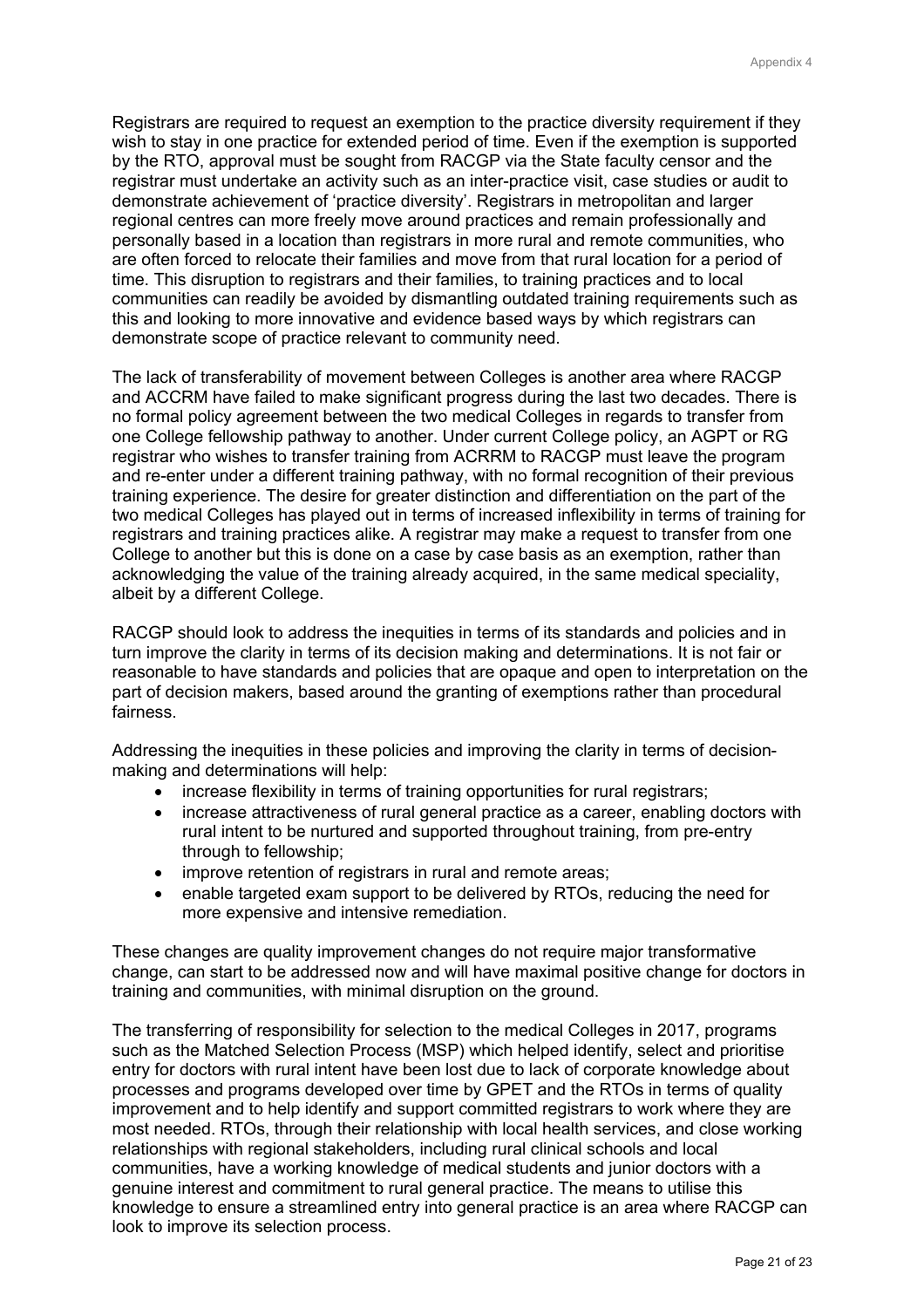Registrars are required to request an exemption to the practice diversity requirement if they wish to stay in one practice for extended period of time. Even if the exemption is supported by the RTO, approval must be sought from RACGP via the State faculty censor and the registrar must undertake an activity such as an inter-practice visit, case studies or audit to demonstrate achievement of 'practice diversity'. Registrars in metropolitan and larger regional centres can more freely move around practices and remain professionally and personally based in a location than registrars in more rural and remote communities, who are often forced to relocate their families and move from that rural location for a period of time. This disruption to registrars and their families, to training practices and to local communities can readily be avoided by dismantling outdated training requirements such as this and looking to more innovative and evidence based ways by which registrars can demonstrate scope of practice relevant to community need.

The lack of transferability of movement between Colleges is another area where RACGP and ACCRM have failed to make significant progress during the last two decades. There is no formal policy agreement between the two medical Colleges in regards to transfer from one College fellowship pathway to another. Under current College policy, an AGPT or RG registrar who wishes to transfer training from ACRRM to RACGP must leave the program and re-enter under a different training pathway, with no formal recognition of their previous training experience. The desire for greater distinction and differentiation on the part of the two medical Colleges has played out in terms of increased inflexibility in terms of training for registrars and training practices alike. A registrar may make a request to transfer from one College to another but this is done on a case by case basis as an exemption, rather than acknowledging the value of the training already acquired, in the same medical speciality, albeit by a different College.

RACGP should look to address the inequities in terms of its standards and policies and in turn improve the clarity in terms of its decision making and determinations. It is not fair or reasonable to have standards and policies that are opaque and open to interpretation on the part of decision makers, based around the granting of exemptions rather than procedural fairness.

Addressing the inequities in these policies and improving the clarity in terms of decision-making and determinations will help:

- increase flexibility in terms of training opportunities for rural registrars;
- increase attractiveness of rural general practice as a career, enabling doctors with rural intent to be nurtured and supported throughout training, from pre-entry through to fellowship;
- improve retention of registrars in rural and remote areas;
- enable targeted exam support to be delivered by RTOs, reducing the need for more expensive and intensive remediation.

These changes are quality improvement changes do not require major transformative change, can start to be addressed now and will have maximal positive change for doctors in training and communities, with minimal disruption on the ground.

The transferring of responsibility for selection to the medical Colleges in 2017, programs such as the Matched Selection Process (MSP) which helped identify, select and prioritise entry for doctors with rural intent have been lost due to lack of corporate knowledge about processes and programs developed over time by GPET and the RTOs in terms of quality improvement and to help identify and support committed registrars to work where they are most needed. RTOs, through their relationship with local health services, and close working relationships with regional stakeholders, including rural clinical schools and local communities, have a working knowledge of medical students and junior doctors with a genuine interest and commitment to rural general practice. The means to utilise this knowledge to ensure a streamlined entry into general practice is an area where RACGP can look to improve its selection process.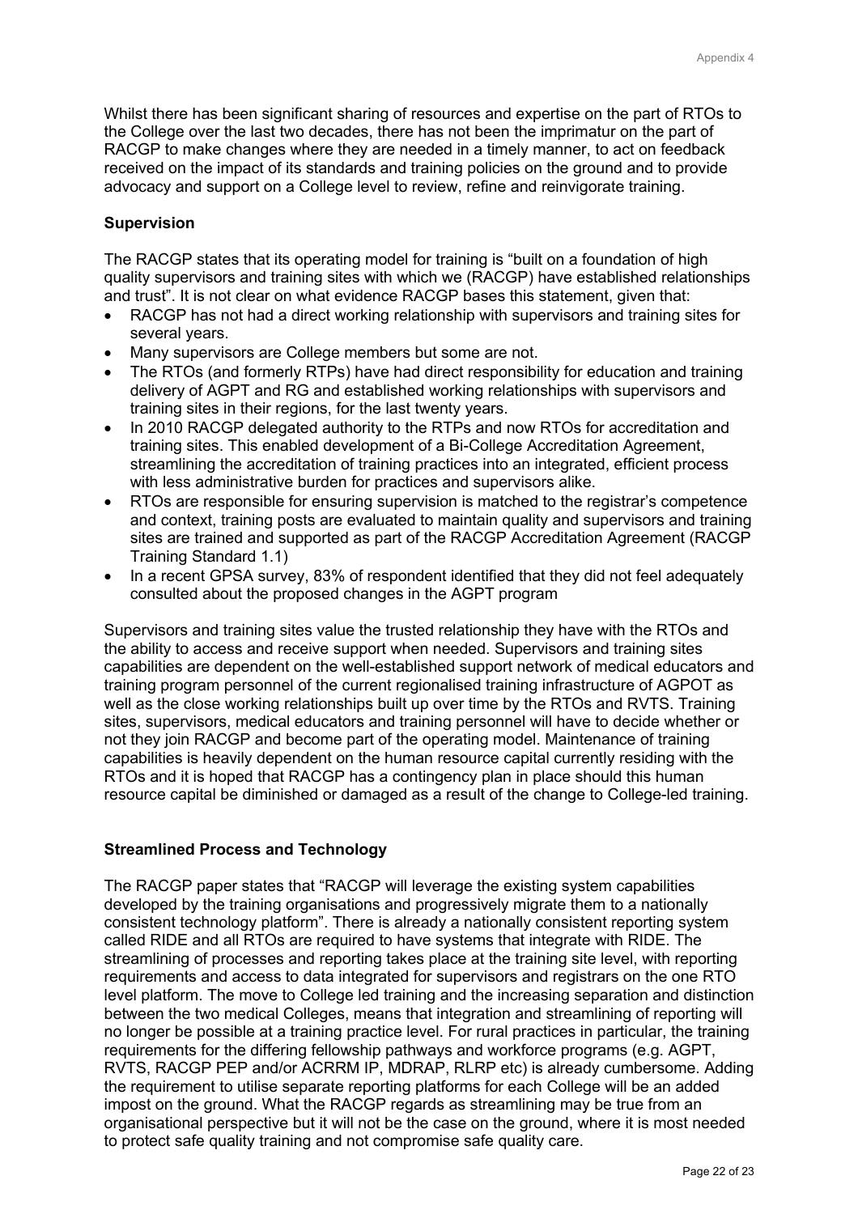Whilst there has been significant sharing of resources and expertise on the part of RTOs to the College over the last two decades, there has not been the imprimatur on the part of RACGP to make changes where they are needed in a timely manner, to act on feedback received on the impact of its standards and training policies on the ground and to provide advocacy and support on a College level to review, refine and reinvigorate training.

**Supervision**

The RACGP states that its operating model for training is "built on a foundation of high quality supervisors and training sites with which we (RACGP) have established relationships and trust". It is not clear on what evidence RACGP bases this statement, given that:

- RACGP has not had a direct working relationship with supervisors and training sites for several years.
- Many supervisors are College members but some are not.
- The RTOs (and formerly RTPs) have had direct responsibility for education and training delivery of AGPT and RG and established working relationships with supervisors and training sites in their regions, for the last twenty years.
- In 2010 RACGP delegated authority to the RTPs and now RTOs for accreditation and training sites. This enabled development of a Bi-College Accreditation Agreement, streamlining the accreditation of training practices into an integrated, efficient process with less administrative burden for practices and supervisors alike.
- RTOs are responsible for ensuring supervision is matched to the registrar's competence and context, training posts are evaluated to maintain quality and supervisors and training sites are trained and supported as part of the RACGP Accreditation Agreement (RACGP Training Standard 1.1)
- In a recent GPSA survey, 83% of respondent identified that they did not feel adequately consulted about the proposed changes in the AGPT program

Supervisors and training sites value the trusted relationship they have with the RTOs and the ability to access and receive support when needed. Supervisors and training sites capabilities are dependent on the well-established support network of medical educators and training program personnel of the current regionalised training infrastructure of AGPOT as well as the close working relationships built up over time by the RTOs and RVTS. Training sites, supervisors, medical educators and training personnel will have to decide whether or not they join RACGP and become part of the operating model. Maintenance of training capabilities is heavily dependent on the human resource capital currently residing with the RTOs and it is hoped that RACGP has a contingency plan in place should this human resource capital be diminished or damaged as a result of the change to College-led training.

**Streamlined Process and Technology**

The RACGP paper states that "RACGP will leverage the existing system capabilities developed by the training organisations and progressively migrate them to a nationally consistent technology platform". There is already a nationally consistent reporting system called RIDE and all RTOs are required to have systems that integrate with RIDE. The streamlining of processes and reporting takes place at the training site level, with reporting requirements and access to data integrated for supervisors and registrars on the one RTO level platform. The move to College led training and the increasing separation and distinction between the two medical Colleges, means that integration and streamlining of reporting will no longer be possible at a training practice level. For rural practices in particular, the training requirements for the differing fellowship pathways and workforce programs (e.g. AGPT, RVTS, RACGP PEP and/or ACRRM IP, MDRAP, RLRP etc) is already cumbersome. Adding the requirement to utilise separate reporting platforms for each College will be an added impost on the ground. What the RACGP regards as streamlining may be true from an organisational perspective but it will not be the case on the ground, where it is most needed to protect safe quality training and not compromise safe quality care.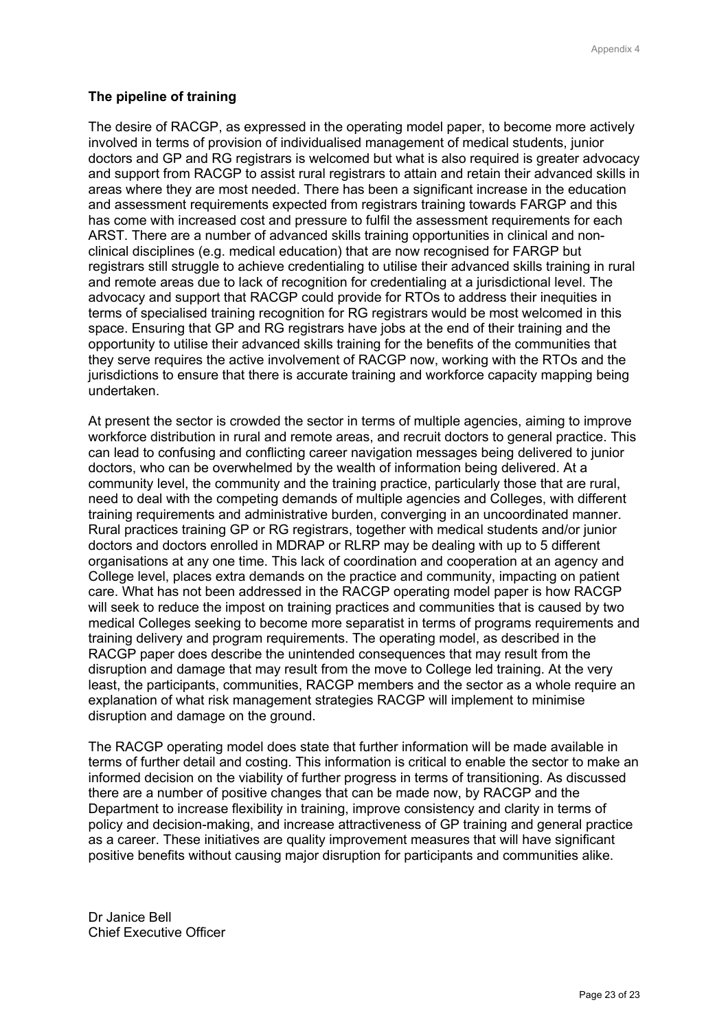## The pipeline of training

The desire of RACGP, as expressed in the operating model paper, to become more actively involved in terms of provision of individualised management of medical students, junior doctors and GP and RG registrars is welcomed but what is also required is greater advocacy and support from RACGP to assist rural registrars to attain and retain their advanced skills in areas where they are most needed. There has been a significant increase in the education and assessment requirements expected from registrars training towards FARGP and this has come with increased cost and pressure to fulfil the assessment requirements for each ARST. There are a number of advanced skills training opportunities in clinical and non-clinical disciplines (e.g. medical education) that are now recognised for FARGP but registrars still struggle to achieve credentialing to utilise their advanced skills training in rural and remote areas due to lack of recognition for credentialing at a jurisdictional level. The advocacy and support that RACGP could provide for RTOs to address their inequities in terms of specialised training recognition for RG registrars would be most welcomed in this space. Ensuring that GP and RG registrars have jobs at the end of their training and the opportunity to utilise their advanced skills training for the benefits of the communities that they serve requires the active involvement of RACGP now, working with the RTOs and the jurisdictions to ensure that there is accurate training and workforce capacity mapping being undertaken.

At present the sector is crowded the sector in terms of multiple agencies, aiming to improve workforce distribution in rural and remote areas, and recruit doctors to general practice. This can lead to confusing and conflicting career navigation messages being delivered to junior doctors, who can be overwhelmed by the wealth of information being delivered. At a community level, the community and the training practice, particularly those that are rural, need to deal with the competing demands of multiple agencies and Colleges, with different training requirements and administrative burden, converging in an uncoordinated manner. Rural practices training GP or RG registrars, together with medical students and/or junior doctors and doctors enrolled in MDRAP or RLRP may be dealing with up to 5 different organisations at any one time. This lack of coordination and cooperation at an agency and College level, places extra demands on the practice and community, impacting on patient care. What has not been addressed in the RACGP operating model paper is how RACGP will seek to reduce the impost on training practices and communities that is caused by two medical Colleges seeking to become more separatist in terms of programs requirements and training delivery and program requirements. The operating model, as described in the RACGP paper does describe the unintended consequences that may result from the disruption and damage that may result from the move to College led training. At the very least, the participants, communities, RACGP members and the sector as a whole require an explanation of what risk management strategies RACGP will implement to minimise disruption and damage on the ground.

The RACGP operating model does state that further information will be made available in terms of further detail and costing. This information is critical to enable the sector to make an informed decision on the viability of further progress in terms of transitioning. As discussed there are a number of positive changes that can be made now, by RACGP and the Department to increase flexibility in training, improve consistency and clarity in terms of policy and decision-making, and increase attractiveness of GP training and general practice as a career. These initiatives are quality improvement measures that will have significant positive benefits without causing major disruption for participants and communities alike.

Dr Janice Bell
Chief Executive Officer